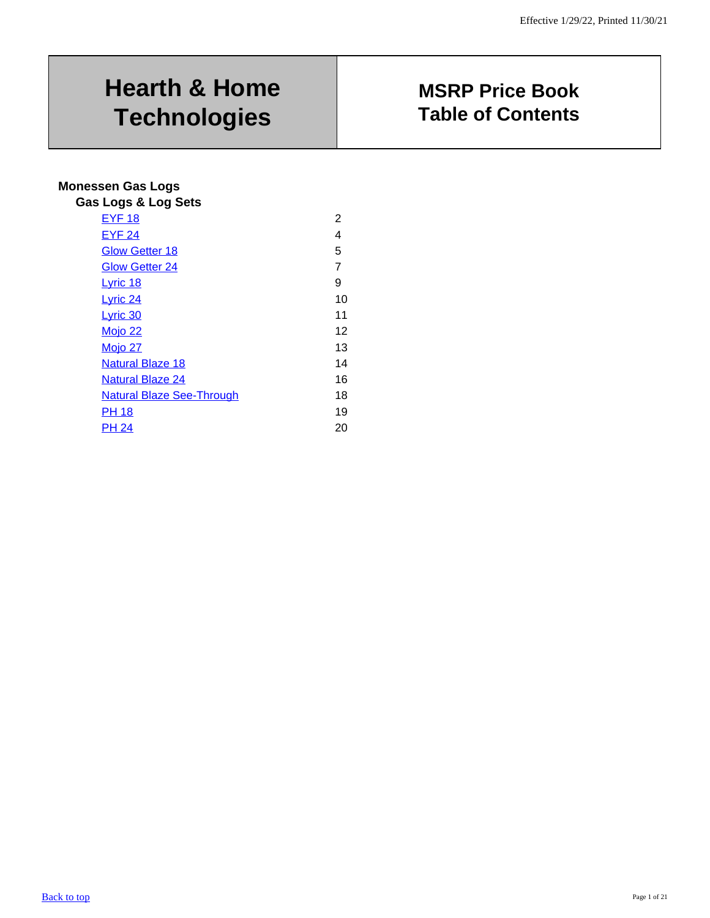Effective 1/29/22, Printed 11/30/21

# Hearth & Home Technologies

# MSRP Price Book Table of Contents

## Monessen Gas Logs

### Gas Logs & Log Sets

| | |
|---|---|
| EYF 18 | 2 |
| EYF 24 | 4 |
| Glow Getter 18 | 5 |
| Glow Getter 24 | 7 |
| Lyric 18 | 9 |
| Lyric 24 | 10 |
| Lyric 30 | 11 |
| Mojo 22 | 12 |
| Mojo 27 | 13 |
| Natural Blaze 18 | 14 |
| Natural Blaze 24 | 16 |
| Natural Blaze See-Through | 18 |
| PH 18 | 19 |
| PH 24 | 20 |

Back to top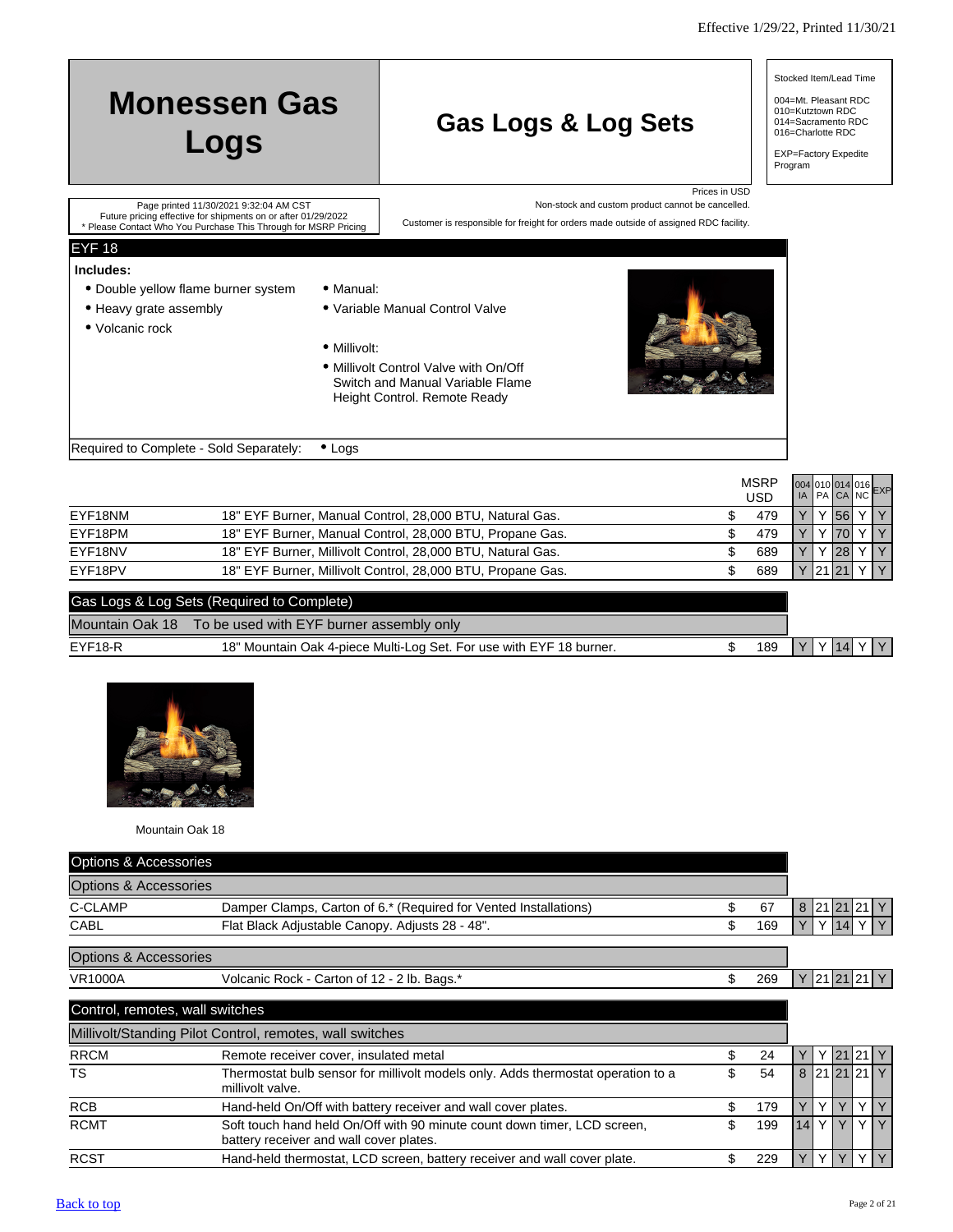Effective 1/29/22, Printed 11/30/21

# Monessen Gas Logs

## Gas Logs & Log Sets

Stocked Item/Lead Time

004=Mt. Pleasant RDC
010=Kutztown RDC
014=Sacramento RDC
016=Charlotte RDC

EXP=Factory Expedite Program

Page printed 11/30/2021 9:32:04 AM CST
Future pricing effective for shipments on or after 01/29/2022
* Please Contact Who You Purchase This Through for MSRP Pricing

Prices in USD
Non-stock and custom product cannot be cancelled.
Customer is responsible for freight for orders made outside of assigned RDC facility.

### EYF 18

**Includes:**

- Double yellow flame burner system
- Heavy grate assembly
- Volcanic rock

- Manual:
- Variable Manual Control Valve

- Millivolt:
- Millivolt Control Valve with On/Off Switch and Manual Variable Flame Height Control. Remote Ready

Required to Complete - Sold Separately:
- Logs

| | | MSRP USD | 004 IA | 010 PA | 014 CA | 016 NC | EXP |
|---|---|---|---|---|---|---|---|
| EYF18NM | 18" EYF Burner, Manual Control, 28,000 BTU, Natural Gas. | $ 479 | Y | Y | 56 | Y | Y |
| EYF18PM | 18" EYF Burner, Manual Control, 28,000 BTU, Propane Gas. | $ 479 | Y | Y | 70 | Y | Y |
| EYF18NV | 18" EYF Burner, Millivolt Control, 28,000 BTU, Natural Gas. | $ 689 | Y | Y | 28 | Y | Y |
| EYF18PV | 18" EYF Burner, Millivolt Control, 28,000 BTU, Propane Gas. | $ 689 | Y | 21 | 21 | Y | Y |

### Gas Logs & Log Sets (Required to Complete)

**Mountain Oak 18** To be used with EYF burner assembly only

| | | MSRP USD | 004 IA | 010 PA | 014 CA | 016 NC | EXP |
|---|---|---|---|---|---|---|---|
| EYF18-R | 18" Mountain Oak 4-piece Multi-Log Set. For use with EYF 18 burner. | $ 189 | Y | Y | 14 | Y | Y |

Mountain Oak 18

### Options & Accessories

**Options & Accessories**

| | | MSRP USD | 004 IA | 010 PA | 014 CA | 016 NC | EXP |
|---|---|---|---|---|---|---|---|
| C-CLAMP | Damper Clamps, Carton of 6.* (Required for Vented Installations) | $ 67 | 8 | 21 | 21 | 21 | Y |
| CABL | Flat Black Adjustable Canopy. Adjusts 28 - 48". | $ 169 | Y | Y | 14 | Y | Y |

**Options & Accessories**

| | | MSRP USD | 004 IA | 010 PA | 014 CA | 016 NC | EXP |
|---|---|---|---|---|---|---|---|
| VR1000A | Volcanic Rock - Carton of 12 - 2 lb. Bags.* | $ 269 | Y | 21 | 21 | 21 | Y |

### Control, remotes, wall switches

**Millivolt/Standing Pilot Control, remotes, wall switches**

| | | MSRP USD | 004 IA | 010 PA | 014 CA | 016 NC | EXP |
|---|---|---|---|---|---|---|---|
| RRCM | Remote receiver cover, insulated metal | $ 24 | Y | Y | 21 | 21 | Y |
| TS | Thermostat bulb sensor for millivolt models only. Adds thermostat operation to a millivolt valve. | $ 54 | 8 | 21 | 21 | 21 | Y |
| RCB | Hand-held On/Off with battery receiver and wall cover plates. | $ 179 | Y | Y | Y | Y | Y |
| RCMT | Soft touch hand held On/Off with 90 minute count down timer, LCD screen, battery receiver and wall cover plates. | $ 199 | 14 | Y | Y | Y | Y |
| RCST | Hand-held thermostat, LCD screen, battery receiver and wall cover plate. | $ 229 | Y | Y | Y | Y | Y |

Back to top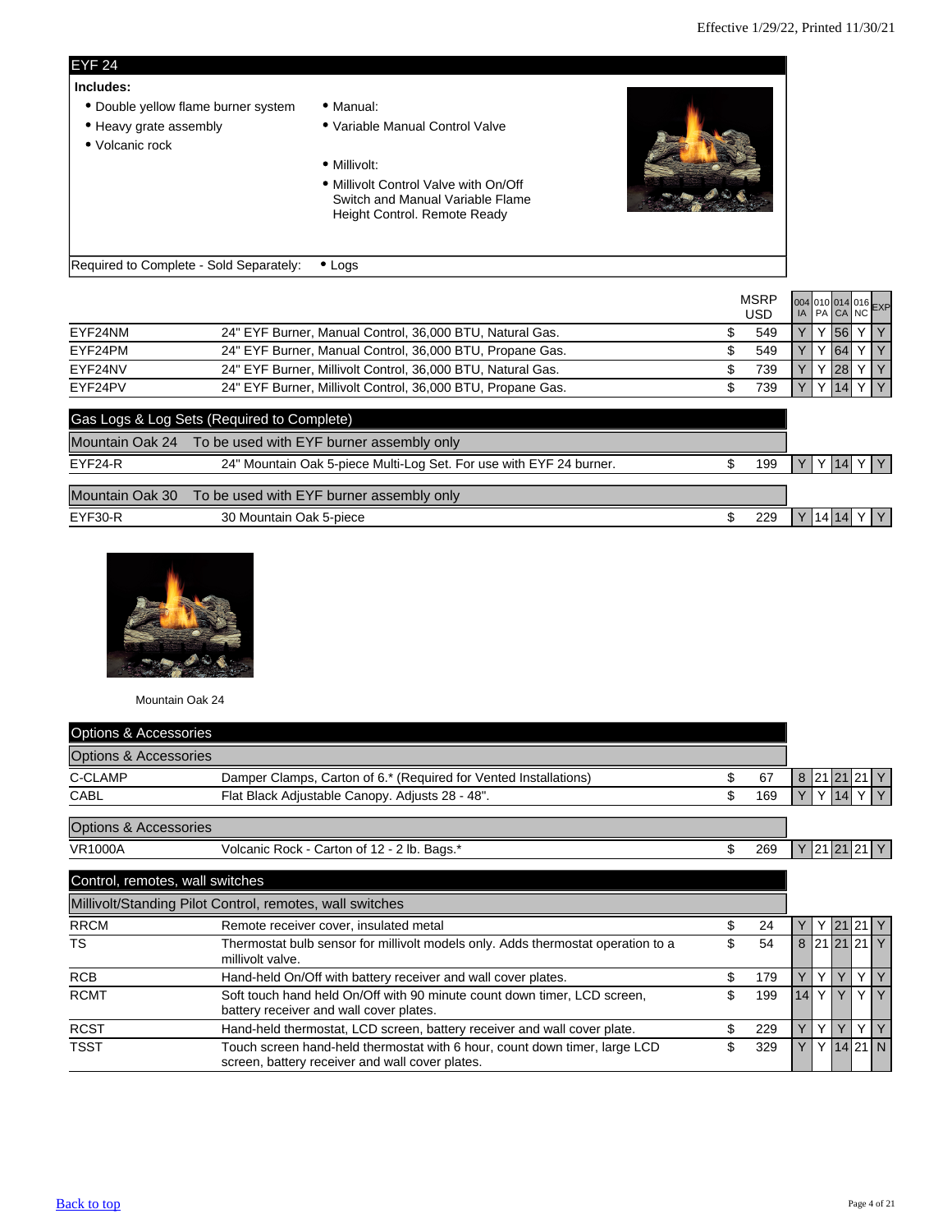## EYF 24

**Includes:**

- Double yellow flame burner system
- Heavy grate assembly
- Volcanic rock

- Manual:
- Variable Manual Control Valve

- Millivolt:
- Millivolt Control Valve with On/Off Switch and Manual Variable Flame Height Control. Remote Ready

Required to Complete - Sold Separately: • Logs

| | | MSRP USD | 004 IA | 010 PA | 014 CA | 016 NC | EXP |
|---|---|---|---|---|---|---|---|
| EYF24NM | 24" EYF Burner, Manual Control, 36,000 BTU, Natural Gas. | $ 549 | Y | Y | 56 | Y | Y |
| EYF24PM | 24" EYF Burner, Manual Control, 36,000 BTU, Propane Gas. | $ 549 | Y | Y | 64 | Y | Y |
| EYF24NV | 24" EYF Burner, Millivolt Control, 36,000 BTU, Natural Gas. | $ 739 | Y | Y | 28 | Y | Y |
| EYF24PV | 24" EYF Burner, Millivolt Control, 36,000 BTU, Propane Gas. | $ 739 | Y | Y | 14 | Y | Y |
| **Gas Logs & Log Sets (Required to Complete)** | | | | | | | |
| Mountain Oak 24 | To be used with EYF burner assembly only | | | | | | |
| EYF24-R | 24" Mountain Oak 5-piece Multi-Log Set. For use with EYF 24 burner. | $ 199 | Y | Y | 14 | Y | Y |
| Mountain Oak 30 | To be used with EYF burner assembly only | | | | | | |
| EYF30-R | 30 Mountain Oak 5-piece | $ 229 | Y | 14 | 14 | Y | Y |

Mountain Oak 24

| | | MSRP USD | 004 IA | 010 PA | 014 CA | 016 NC | EXP |
|---|---|---|---|---|---|---|---|
| **Options & Accessories** | | | | | | | |
| Options & Accessories | | | | | | | |
| C-CLAMP | Damper Clamps, Carton of 6.* (Required for Vented Installations) | $ 67 | 8 | 21 | 21 | 21 | Y |
| CABL | Flat Black Adjustable Canopy. Adjusts 28 - 48". | $ 169 | Y | Y | 14 | Y | Y |
| Options & Accessories | | | | | | | |
| VR1000A | Volcanic Rock - Carton of 12 - 2 lb. Bags.* | $ 269 | Y | 21 | 21 | 21 | Y |
| **Control, remotes, wall switches** | | | | | | | |
| Millivolt/Standing Pilot Control, remotes, wall switches | | | | | | | |
| RRCM | Remote receiver cover, insulated metal | $ 24 | Y | Y | 21 | 21 | Y |
| TS | Thermostat bulb sensor for millivolt models only. Adds thermostat operation to a millivolt valve. | $ 54 | 8 | 21 | 21 | 21 | Y |
| RCB | Hand-held On/Off with battery receiver and wall cover plates. | $ 179 | Y | Y | Y | Y | Y |
| RCMT | Soft touch hand held On/Off with 90 minute count down timer, LCD screen, battery receiver and wall cover plates. | $ 199 | 14 | Y | Y | Y | Y |
| RCST | Hand-held thermostat, LCD screen, battery receiver and wall cover plate. | $ 229 | Y | Y | Y | Y | Y |
| TSST | Touch screen hand-held thermostat with 6 hour, count down timer, large LCD screen, battery receiver and wall cover plates. | $ 329 | Y | Y | 14 | 21 | N |

Back to top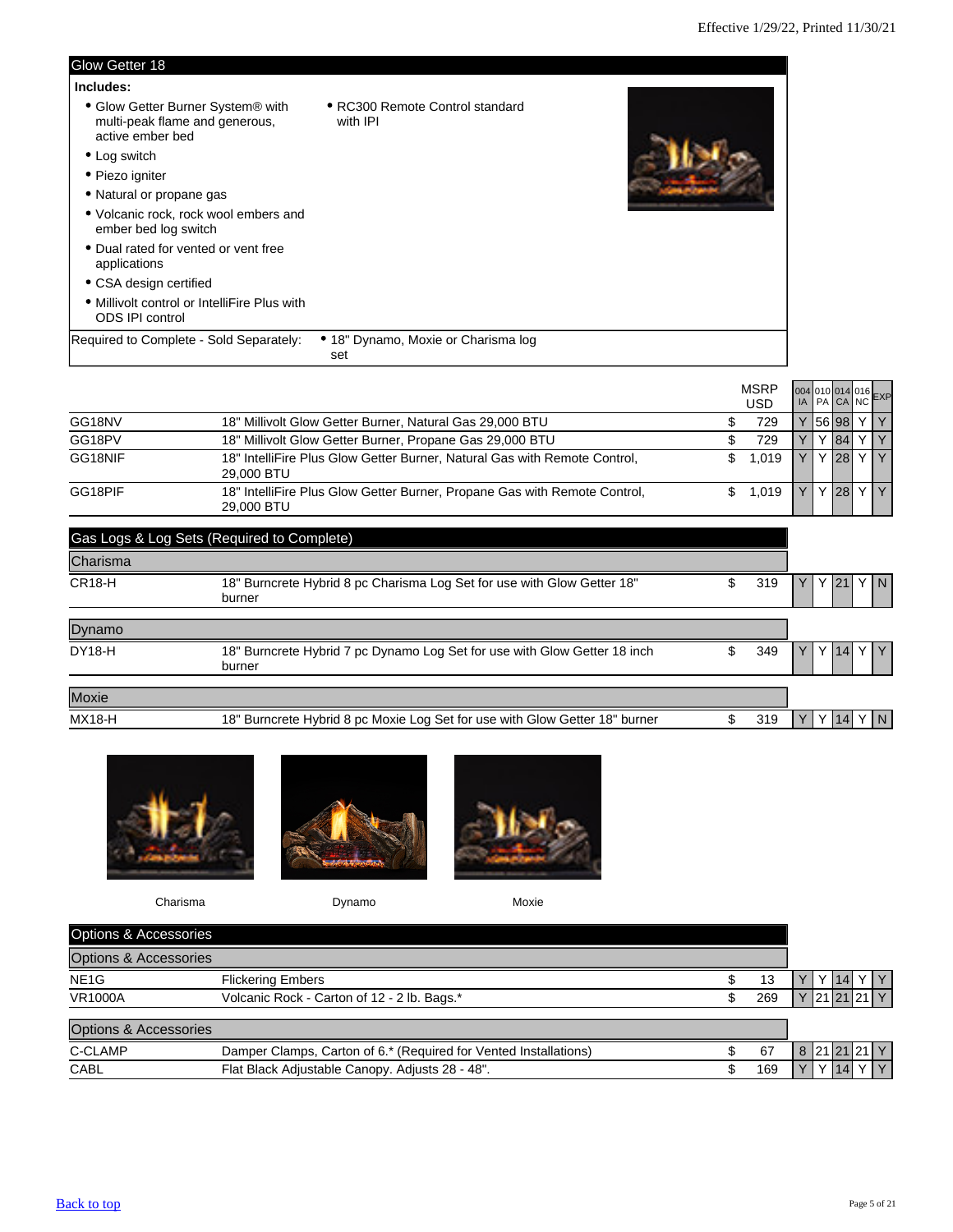## Glow Getter 18

**Includes:**

- Glow Getter Burner System® with multi-peak flame and generous, active ember bed
- Log switch
- Piezo igniter
- Natural or propane gas
- Volcanic rock, rock wool embers and ember bed log switch
- Dual rated for vented or vent free applications
- CSA design certified
- Millivolt control or IntelliFire Plus with ODS IPI control
- RC300 Remote Control standard with IPI

Required to Complete - Sold Separately:

- 18" Dynamo, Moxie or Charisma log set

| | | MSRP USD | 004 IA | 010 PA | 014 CA | 016 NC | EXP |
|---|---|---|---|---|---|---|---|
| GG18NV | 18" Millivolt Glow Getter Burner, Natural Gas 29,000 BTU | $ 729 | Y | 56 | 98 | Y | Y |
| GG18PV | 18" Millivolt Glow Getter Burner, Propane Gas 29,000 BTU | $ 729 | Y | Y | 84 | Y | Y |
| GG18NIF | 18" IntelliFire Plus Glow Getter Burner, Natural Gas with Remote Control, 29,000 BTU | $ 1,019 | Y | Y | 28 | Y | Y |
| GG18PIF | 18" IntelliFire Plus Glow Getter Burner, Propane Gas with Remote Control, 29,000 BTU | $ 1,019 | Y | Y | 28 | Y | Y |

## Gas Logs & Log Sets (Required to Complete)

| | | MSRP USD | 004 IA | 010 PA | 014 CA | 016 NC | EXP |
|---|---|---|---|---|---|---|---|
| **Charisma** | | | | | | | |
| CR18-H | 18" Burncrete Hybrid 8 pc Charisma Log Set for use with Glow Getter 18" burner | $ 319 | Y | Y | 21 | Y | N |
| **Dynamo** | | | | | | | |
| DY18-H | 18" Burncrete Hybrid 7 pc Dynamo Log Set for use with Glow Getter 18 inch burner | $ 349 | Y | Y | 14 | Y | Y |
| **Moxie** | | | | | | | |
| MX18-H | 18" Burncrete Hybrid 8 pc Moxie Log Set for use with Glow Getter 18" burner | $ 319 | Y | Y | 14 | Y | N |

Charisma

Dynamo

Moxie

## Options & Accessories

| | | MSRP USD | 004 IA | 010 PA | 014 CA | 016 NC | EXP |
|---|---|---|---|---|---|---|---|
| **Options & Accessories** | | | | | | | |
| NE1G | Flickering Embers | $ 13 | Y | Y | 14 | Y | Y |
| VR1000A | Volcanic Rock - Carton of 12 - 2 lb. Bags.* | $ 269 | Y | 21 | 21 | 21 | Y |
| **Options & Accessories** | | | | | | | |
| C-CLAMP | Damper Clamps, Carton of 6.* (Required for Vented Installations) | $ 67 | 8 | 21 | 21 | 21 | Y |
| CABL | Flat Black Adjustable Canopy. Adjusts 28 - 48". | $ 169 | Y | Y | 14 | Y | Y |

[Back to top]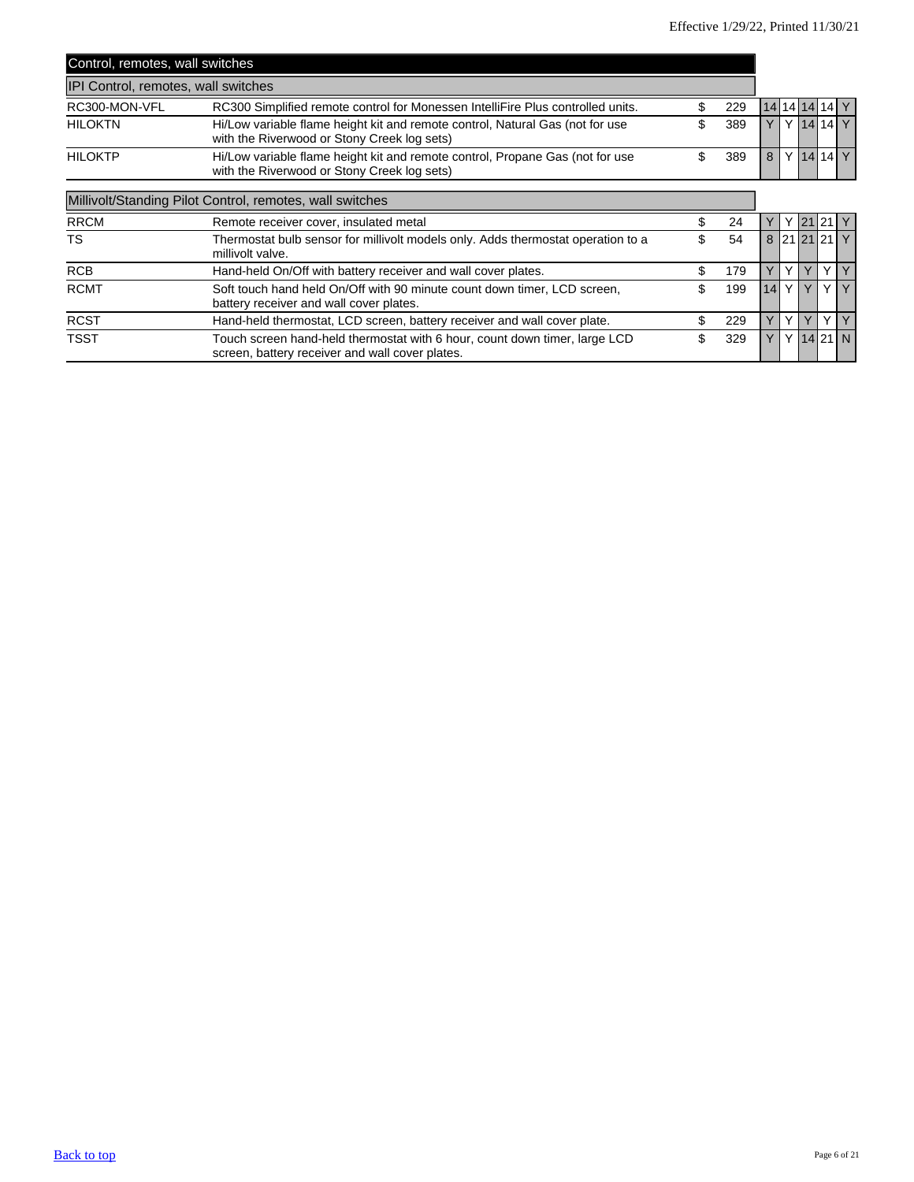## Control, remotes, wall switches

### IPI Control, remotes, wall switches

| | | | | | | | | |
|---|---|---|---|---|---|---|---|---|
| RC300-MON-VFL | RC300 Simplified remote control for Monessen IntelliFire Plus controlled units. | $ 229 | 14 | 14 | 14 | 14 | Y |
| HILOKTN | Hi/Low variable flame height kit and remote control, Natural Gas (not for use with the Riverwood or Stony Creek log sets) | $ 389 | Y | Y | 14 | 14 | Y |
| HILOKTP | Hi/Low variable flame height kit and remote control, Propane Gas (not for use with the Riverwood or Stony Creek log sets) | $ 389 | 8 | Y | 14 | 14 | Y |

### Millivolt/Standing Pilot Control, remotes, wall switches

| | | | | | | | |
|---|---|---|---|---|---|---|---|
| RRCM | Remote receiver cover, insulated metal | $ 24 | Y | Y | 21 | 21 | Y |
| TS | Thermostat bulb sensor for millivolt models only. Adds thermostat operation to a millivolt valve. | $ 54 | 8 | 21 | 21 | 21 | Y |
| RCB | Hand-held On/Off with battery receiver and wall cover plates. | $ 179 | Y | Y | Y | Y | Y |
| RCMT | Soft touch hand held On/Off with 90 minute count down timer, LCD screen, battery receiver and wall cover plates. | $ 199 | 14 | Y | Y | Y | Y |
| RCST | Hand-held thermostat, LCD screen, battery receiver and wall cover plate. | $ 229 | Y | Y | Y | Y | Y |
| TSST | Touch screen hand-held thermostat with 6 hour, count down timer, large LCD screen, battery receiver and wall cover plates. | $ 329 | Y | Y | 14 | 21 | N |

[Back to top](#)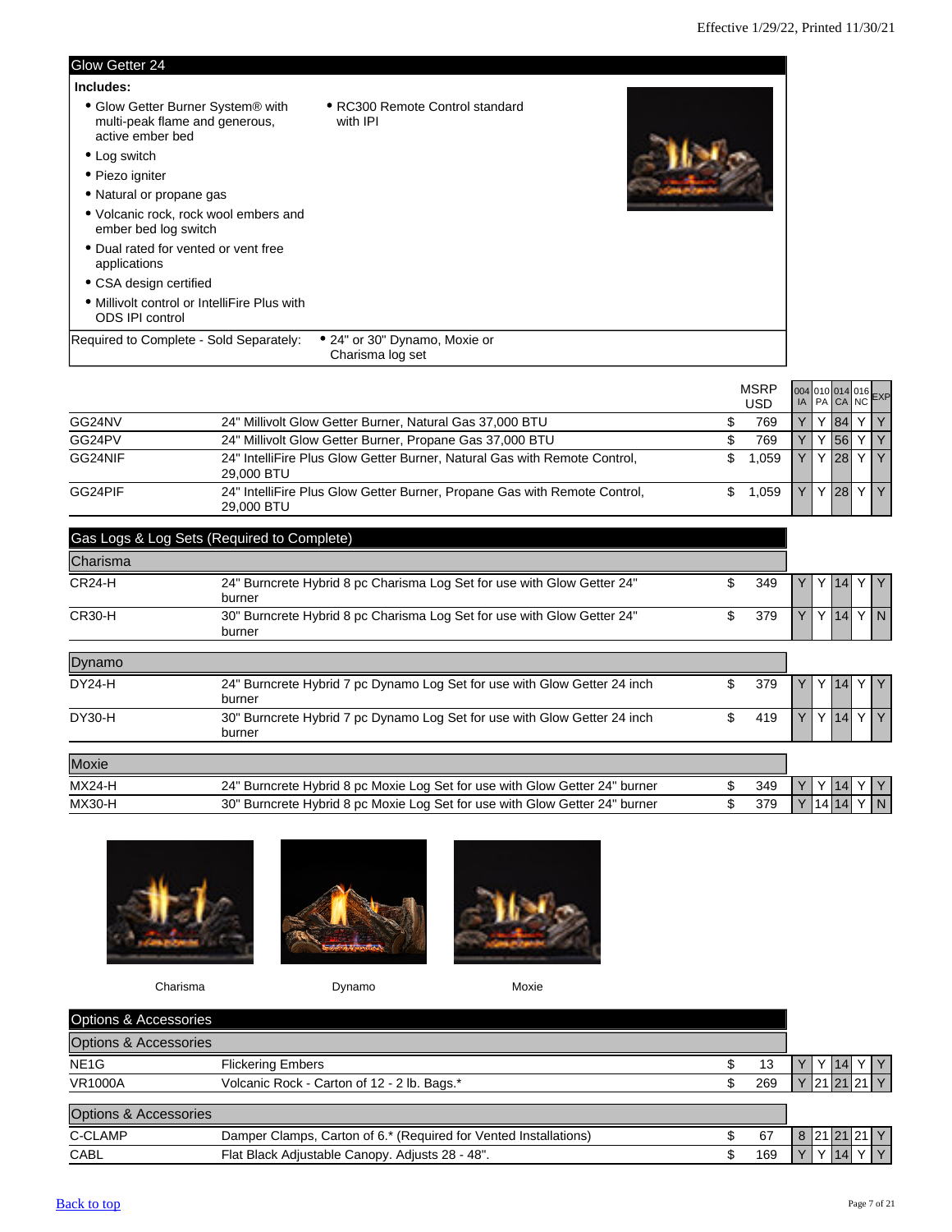Effective 1/29/22, Printed 11/30/21

## Glow Getter 24

**Includes:**

- Glow Getter Burner System® with multi-peak flame and generous, active ember bed
- Log switch
- Piezo igniter
- Natural or propane gas
- Volcanic rock, rock wool embers and ember bed log switch
- Dual rated for vented or vent free applications
- CSA design certified
- Millivolt control or IntelliFire Plus with ODS IPI control
- RC300 Remote Control standard with IPI

Required to Complete - Sold Separately:

- 24" or 30" Dynamo, Moxie or Charisma log set

| | | MSRP USD | 004 IA | 010 PA | 014 CA | 016 NC | EXP |
|---|---|---|---|---|---|---|---|
| GG24NV | 24" Millivolt Glow Getter Burner, Natural Gas 37,000 BTU | $ 769 | Y | Y | 84 | Y | Y |
| GG24PV | 24" Millivolt Glow Getter Burner, Propane Gas 37,000 BTU | $ 769 | Y | Y | 56 | Y | Y |
| GG24NIF | 24" IntelliFire Plus Glow Getter Burner, Natural Gas with Remote Control, 29,000 BTU | $ 1,059 | Y | Y | 28 | Y | Y |
| GG24PIF | 24" IntelliFire Plus Glow Getter Burner, Propane Gas with Remote Control, 29,000 BTU | $ 1,059 | Y | Y | 28 | Y | Y |

## Gas Logs & Log Sets (Required to Complete)

### Charisma

| | | MSRP USD | 004 IA | 010 PA | 014 CA | 016 NC | EXP |
|---|---|---|---|---|---|---|---|
| CR24-H | 24" Burncrete Hybrid 8 pc Charisma Log Set for use with Glow Getter 24" burner | $ 349 | Y | Y | 14 | Y | Y |
| CR30-H | 30" Burncrete Hybrid 8 pc Charisma Log Set for use with Glow Getter 24" burner | $ 379 | Y | Y | 14 | Y | N |

### Dynamo

| | | MSRP USD | 004 IA | 010 PA | 014 CA | 016 NC | EXP |
|---|---|---|---|---|---|---|---|
| DY24-H | 24" Burncrete Hybrid 7 pc Dynamo Log Set for use with Glow Getter 24 inch burner | $ 379 | Y | Y | 14 | Y | Y |
| DY30-H | 30" Burncrete Hybrid 7 pc Dynamo Log Set for use with Glow Getter 24 inch burner | $ 419 | Y | Y | 14 | Y | Y |

### Moxie

| | | MSRP USD | 004 IA | 010 PA | 014 CA | 016 NC | EXP |
|---|---|---|---|---|---|---|---|
| MX24-H | 24" Burncrete Hybrid 8 pc Moxie Log Set for use with Glow Getter 24" burner | $ 349 | Y | Y | 14 | Y | Y |
| MX30-H | 30" Burncrete Hybrid 8 pc Moxie Log Set for use with Glow Getter 24" burner | $ 379 | Y | 14 | 14 | Y | N |

Charisma

Dynamo

Moxie

## Options & Accessories

### Options & Accessories

| | | MSRP USD | 004 IA | 010 PA | 014 CA | 016 NC | EXP |
|---|---|---|---|---|---|---|---|
| NE1G | Flickering Embers | $ 13 | Y | Y | 14 | Y | Y |
| VR1000A | Volcanic Rock - Carton of 12 - 2 lb. Bags.* | $ 269 | Y | 21 | 21 | 21 | Y |

### Options & Accessories

| | | MSRP USD | 004 IA | 010 PA | 014 CA | 016 NC | EXP |
|---|---|---|---|---|---|---|---|
| C-CLAMP | Damper Clamps, Carton of 6.* (Required for Vented Installations) | $ 67 | 8 | 21 | 21 | 21 | Y |
| CABL | Flat Black Adjustable Canopy. Adjusts 28 - 48". | $ 169 | Y | Y | 14 | Y | Y |

Back to top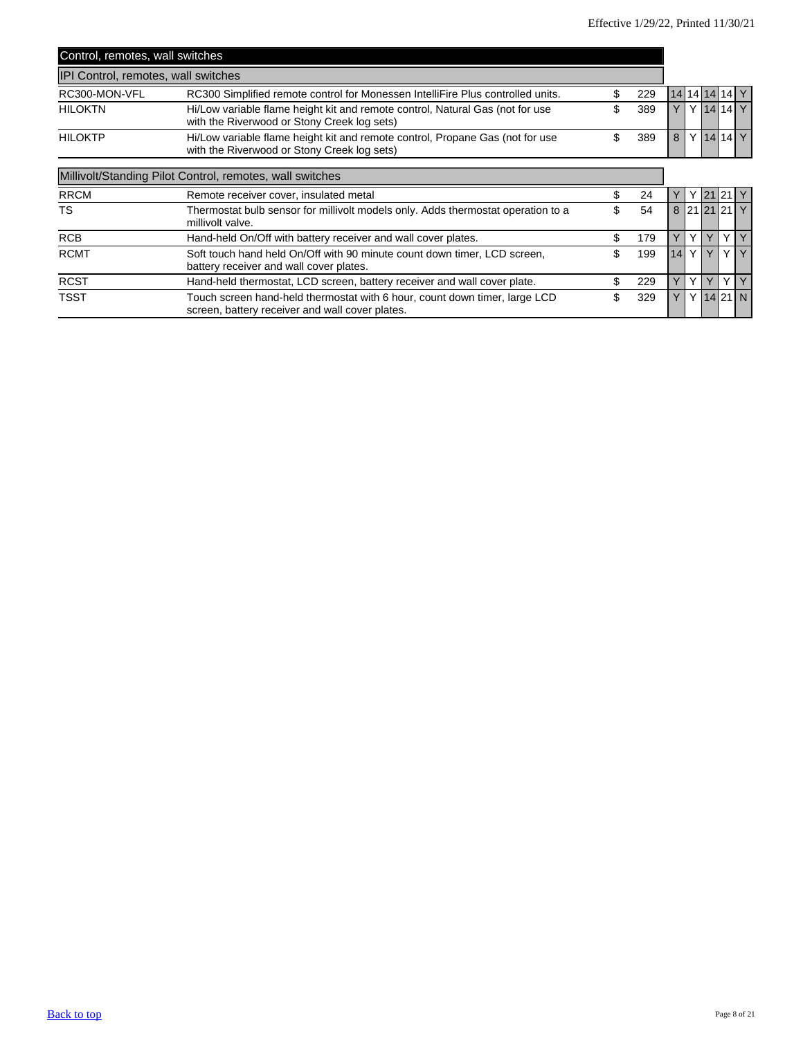Effective 1/29/22, Printed 11/30/21

## Control, remotes, wall switches

### IPI Control, remotes, wall switches

| | | | | | | | | |
|---|---|---|---|---|---|---|---|---|
| RC300-MON-VFL | RC300 Simplified remote control for Monessen IntelliFire Plus controlled units. | $ 229 | 14 | 14 | 14 | 14 | Y |
| HILOKTN | Hi/Low variable flame height kit and remote control, Natural Gas (not for use with the Riverwood or Stony Creek log sets) | $ 389 | Y | Y | 14 | 14 | Y |
| HILOKTP | Hi/Low variable flame height kit and remote control, Propane Gas (not for use with the Riverwood or Stony Creek log sets) | $ 389 | 8 | Y | 14 | 14 | Y |

### Millivolt/Standing Pilot Control, remotes, wall switches

| | | | | | | | |
|---|---|---|---|---|---|---|---|
| RRCM | Remote receiver cover, insulated metal | $ 24 | Y | Y | 21 | 21 | Y |
| TS | Thermostat bulb sensor for millivolt models only. Adds thermostat operation to a millivolt valve. | $ 54 | 8 | 21 | 21 | 21 | Y |
| RCB | Hand-held On/Off with battery receiver and wall cover plates. | $ 179 | Y | Y | Y | Y | Y |
| RCMT | Soft touch hand held On/Off with 90 minute count down timer, LCD screen, battery receiver and wall cover plates. | $ 199 | 14 | Y | Y | Y | Y |
| RCST | Hand-held thermostat, LCD screen, battery receiver and wall cover plate. | $ 229 | Y | Y | Y | Y | Y |
| TSST | Touch screen hand-held thermostat with 6 hour, count down timer, large LCD screen, battery receiver and wall cover plates. | $ 329 | Y | Y | 14 | 21 | N |

[Back to top]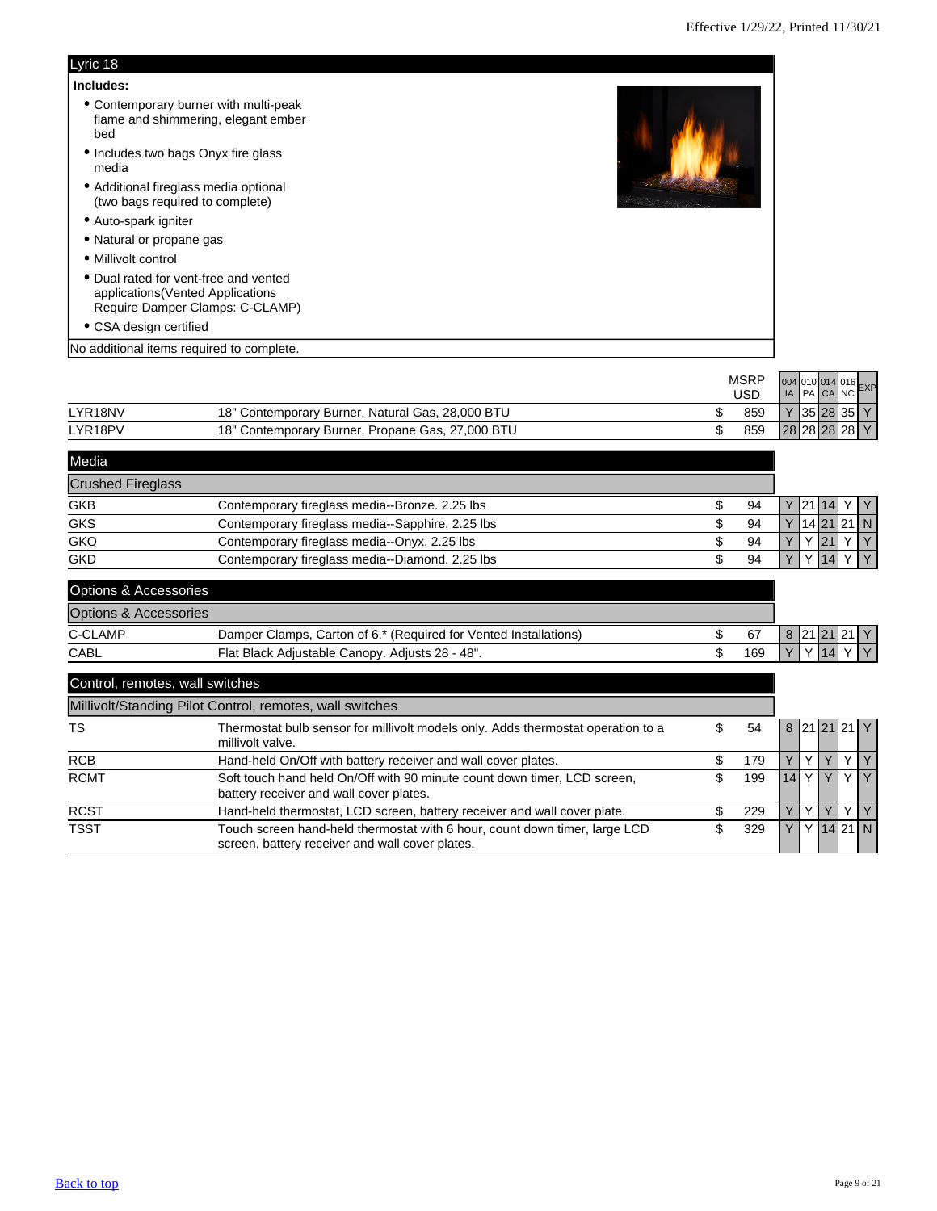Effective 1/29/22, Printed 11/30/21

## Lyric 18

**Includes:**

- Contemporary burner with multi-peak flame and shimmering, elegant ember bed
- Includes two bags Onyx fire glass media
- Additional fireglass media optional (two bags required to complete)
- Auto-spark igniter
- Natural or propane gas
- Millivolt control
- Dual rated for vent-free and vented applications(Vented Applications Require Damper Clamps: C-CLAMP)
- CSA design certified

No additional items required to complete.

| | | MSRP USD | 004 IA | 010 PA | 014 CA | 016 NC | EXP |
|---|---|---|---|---|---|---|---|
| LYR18NV | 18" Contemporary Burner, Natural Gas, 28,000 BTU | $ 859 | Y | 35 | 28 | 35 | Y |
| LYR18PV | 18" Contemporary Burner, Propane Gas, 27,000 BTU | $ 859 | 28 | 28 | 28 | 28 | Y |

## Media

### Crushed Fireglass

| | | MSRP USD | 004 IA | 010 PA | 014 CA | 016 NC | EXP |
|---|---|---|---|---|---|---|---|
| GKB | Contemporary fireglass media--Bronze. 2.25 lbs | $ 94 | Y | 21 | 14 | Y | Y |
| GKS | Contemporary fireglass media--Sapphire. 2.25 lbs | $ 94 | Y | 14 | 21 | 21 | N |
| GKO | Contemporary fireglass media--Onyx. 2.25 lbs | $ 94 | Y | Y | 21 | Y | Y |
| GKD | Contemporary fireglass media--Diamond. 2.25 lbs | $ 94 | Y | Y | 14 | Y | Y |

## Options & Accessories

### Options & Accessories

| | | MSRP USD | 004 IA | 010 PA | 014 CA | 016 NC | EXP |
|---|---|---|---|---|---|---|---|
| C-CLAMP | Damper Clamps, Carton of 6.* (Required for Vented Installations) | $ 67 | 8 | 21 | 21 | 21 | Y |
| CABL | Flat Black Adjustable Canopy. Adjusts 28 - 48". | $ 169 | Y | Y | 14 | Y | Y |

## Control, remotes, wall switches

### Millivolt/Standing Pilot Control, remotes, wall switches

| | | MSRP USD | 004 IA | 010 PA | 014 CA | 016 NC | EXP |
|---|---|---|---|---|---|---|---|
| TS | Thermostat bulb sensor for millivolt models only. Adds thermostat operation to a millivolt valve. | $ 54 | 8 | 21 | 21 | 21 | Y |
| RCB | Hand-held On/Off with battery receiver and wall cover plates. | $ 179 | Y | Y | Y | Y | Y |
| RCMT | Soft touch hand held On/Off with 90 minute count down timer, LCD screen, battery receiver and wall cover plates. | $ 199 | 14 | Y | Y | Y | Y |
| RCST | Hand-held thermostat, LCD screen, battery receiver and wall cover plate. | $ 229 | Y | Y | Y | Y | Y |
| TSST | Touch screen hand-held thermostat with 6 hour, count down timer, large LCD screen, battery receiver and wall cover plates. | $ 329 | Y | Y | 14 | 21 | N |

Back to top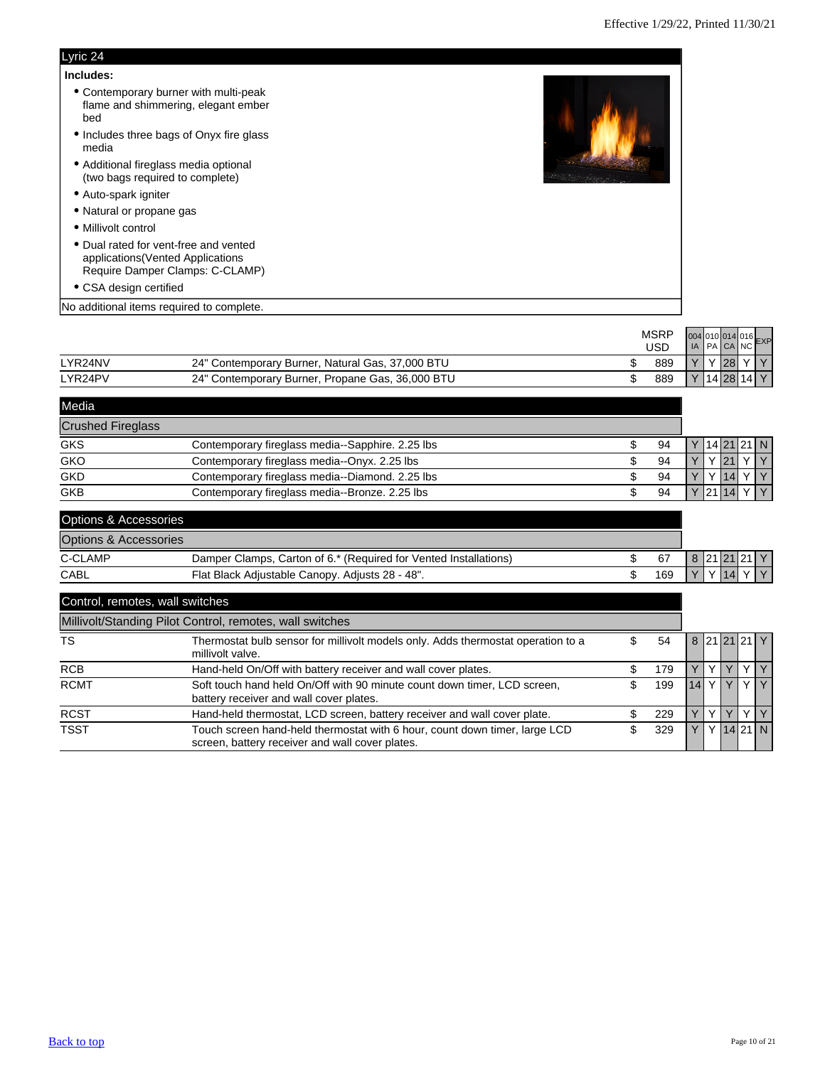## Lyric 24

**Includes:**

- Contemporary burner with multi-peak flame and shimmering, elegant ember bed
- Includes three bags of Onyx fire glass media
- Additional fireglass media optional (two bags required to complete)
- Auto-spark igniter
- Natural or propane gas
- Millivolt control
- Dual rated for vent-free and vented applications(Vented Applications Require Damper Clamps: C-CLAMP)
- CSA design certified

No additional items required to complete.

| | | MSRP USD | 004 IA | 010 PA | 014 CA | 016 NC | EXP |
|---|---|---|---|---|---|---|---|
| LYR24NV | 24" Contemporary Burner, Natural Gas, 37,000 BTU | $ 889 | Y | Y | 28 | Y | Y |
| LYR24PV | 24" Contemporary Burner, Propane Gas, 36,000 BTU | $ 889 | Y | 14 | 28 | 14 | Y |

### Media

#### Crushed Fireglass

| | | MSRP USD | 004 IA | 010 PA | 014 CA | 016 NC | EXP |
|---|---|---|---|---|---|---|---|
| GKS | Contemporary fireglass media--Sapphire. 2.25 lbs | $ 94 | Y | 14 | 21 | 21 | N |
| GKO | Contemporary fireglass media--Onyx. 2.25 lbs | $ 94 | Y | Y | 21 | Y | Y |
| GKD | Contemporary fireglass media--Diamond. 2.25 lbs | $ 94 | Y | Y | 14 | Y | Y |
| GKB | Contemporary fireglass media--Bronze. 2.25 lbs | $ 94 | Y | 21 | 14 | Y | Y |

### Options & Accessories

#### Options & Accessories

| | | MSRP USD | 004 IA | 010 PA | 014 CA | 016 NC | EXP |
|---|---|---|---|---|---|---|---|
| C-CLAMP | Damper Clamps, Carton of 6.* (Required for Vented Installations) | $ 67 | 8 | 21 | 21 | 21 | Y |
| CABL | Flat Black Adjustable Canopy. Adjusts 28 - 48". | $ 169 | Y | Y | 14 | Y | Y |

### Control, remotes, wall switches

#### Millivolt/Standing Pilot Control, remotes, wall switches

| | | MSRP USD | 004 IA | 010 PA | 014 CA | 016 NC | EXP |
|---|---|---|---|---|---|---|---|
| TS | Thermostat bulb sensor for millivolt models only. Adds thermostat operation to a millivolt valve. | $ 54 | 8 | 21 | 21 | 21 | Y |
| RCB | Hand-held On/Off with battery receiver and wall cover plates. | $ 179 | Y | Y | Y | Y | Y |
| RCMT | Soft touch hand held On/Off with 90 minute count down timer, LCD screen, battery receiver and wall cover plates. | $ 199 | 14 | Y | Y | Y | Y |
| RCST | Hand-held thermostat, LCD screen, battery receiver and wall cover plate. | $ 229 | Y | Y | Y | Y | Y |
| TSST | Touch screen hand-held thermostat with 6 hour, count down timer, large LCD screen, battery receiver and wall cover plates. | $ 329 | Y | Y | 14 | 21 | N |

Back to top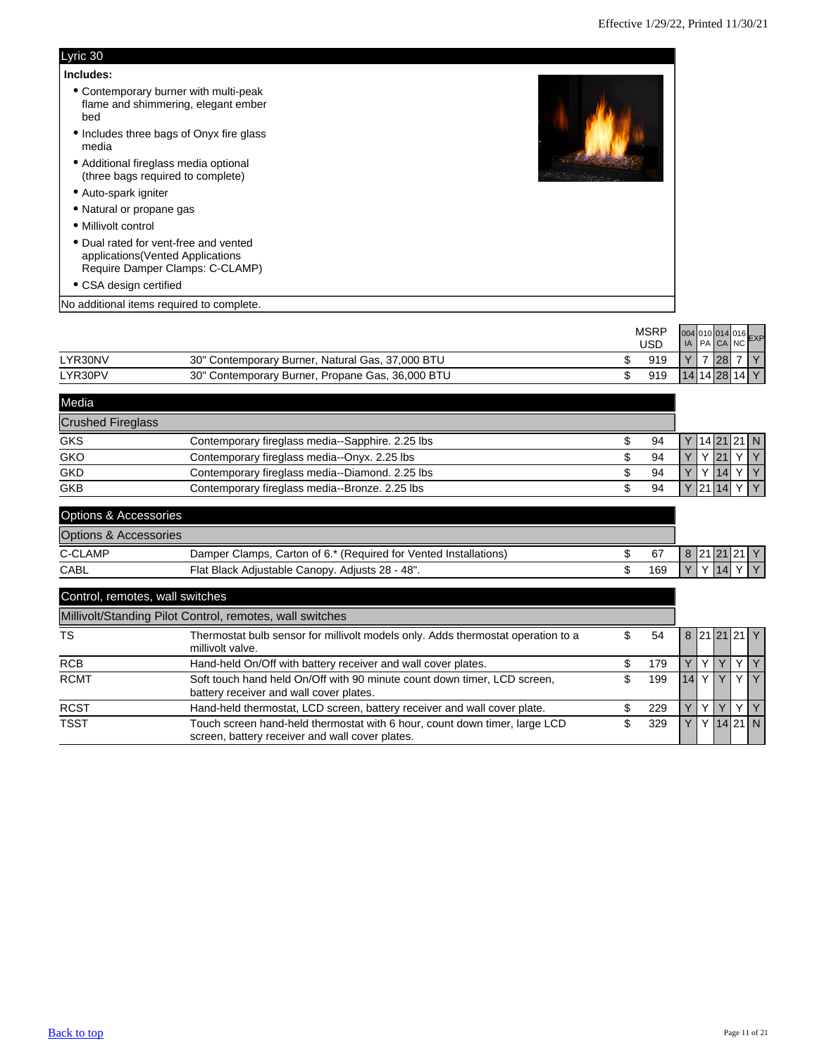Effective 1/29/22, Printed 11/30/21

## Lyric 30

**Includes:**

- Contemporary burner with multi-peak flame and shimmering, elegant ember bed
- Includes three bags of Onyx fire glass media
- Additional fireglass media optional (three bags required to complete)
- Auto-spark igniter
- Natural or propane gas
- Millivolt control
- Dual rated for vent-free and vented applications(Vented Applications Require Damper Clamps: C-CLAMP)
- CSA design certified

No additional items required to complete.

| | | MSRP USD | 004 IA | 010 PA | 014 CA | 016 NC | EXP |
|---|---|---|---|---|---|---|---|
| LYR30NV | 30" Contemporary Burner, Natural Gas, 37,000 BTU | $ 919 | Y | 7 | 28 | 7 | Y |
| LYR30PV | 30" Contemporary Burner, Propane Gas, 36,000 BTU | $ 919 | 14 | 14 | 28 | 14 | Y |

### Media

**Crushed Fireglass**

| | | MSRP USD | 004 IA | 010 PA | 014 CA | 016 NC | EXP |
|---|---|---|---|---|---|---|---|
| GKS | Contemporary fireglass media--Sapphire. 2.25 lbs | $ 94 | Y | 14 | 21 | 21 | N |
| GKO | Contemporary fireglass media--Onyx. 2.25 lbs | $ 94 | Y | Y | 21 | Y | Y |
| GKD | Contemporary fireglass media--Diamond. 2.25 lbs | $ 94 | Y | Y | 14 | Y | Y |
| GKB | Contemporary fireglass media--Bronze. 2.25 lbs | $ 94 | Y | 21 | 14 | Y | Y |

### Options & Accessories

**Options & Accessories**

| | | MSRP USD | 004 IA | 010 PA | 014 CA | 016 NC | EXP |
|---|---|---|---|---|---|---|---|
| C-CLAMP | Damper Clamps, Carton of 6.* (Required for Vented Installations) | $ 67 | 8 | 21 | 21 | 21 | Y |
| CABL | Flat Black Adjustable Canopy. Adjusts 28 - 48". | $ 169 | Y | Y | 14 | Y | Y |

### Control, remotes, wall switches

**Millivolt/Standing Pilot Control, remotes, wall switches**

| | | MSRP USD | 004 IA | 010 PA | 014 CA | 016 NC | EXP |
|---|---|---|---|---|---|---|---|
| TS | Thermostat bulb sensor for millivolt models only. Adds thermostat operation to a millivolt valve. | $ 54 | 8 | 21 | 21 | 21 | Y |
| RCB | Hand-held On/Off with battery receiver and wall cover plates. | $ 179 | Y | Y | Y | Y | Y |
| RCMT | Soft touch hand held On/Off with 90 minute count down timer, LCD screen, battery receiver and wall cover plates. | $ 199 | 14 | Y | Y | Y | Y |
| RCST | Hand-held thermostat, LCD screen, battery receiver and wall cover plate. | $ 229 | Y | Y | Y | Y | Y |
| TSST | Touch screen hand-held thermostat with 6 hour, count down timer, large LCD screen, battery receiver and wall cover plates. | $ 329 | Y | Y | 14 | 21 | N |

[Back to top](#)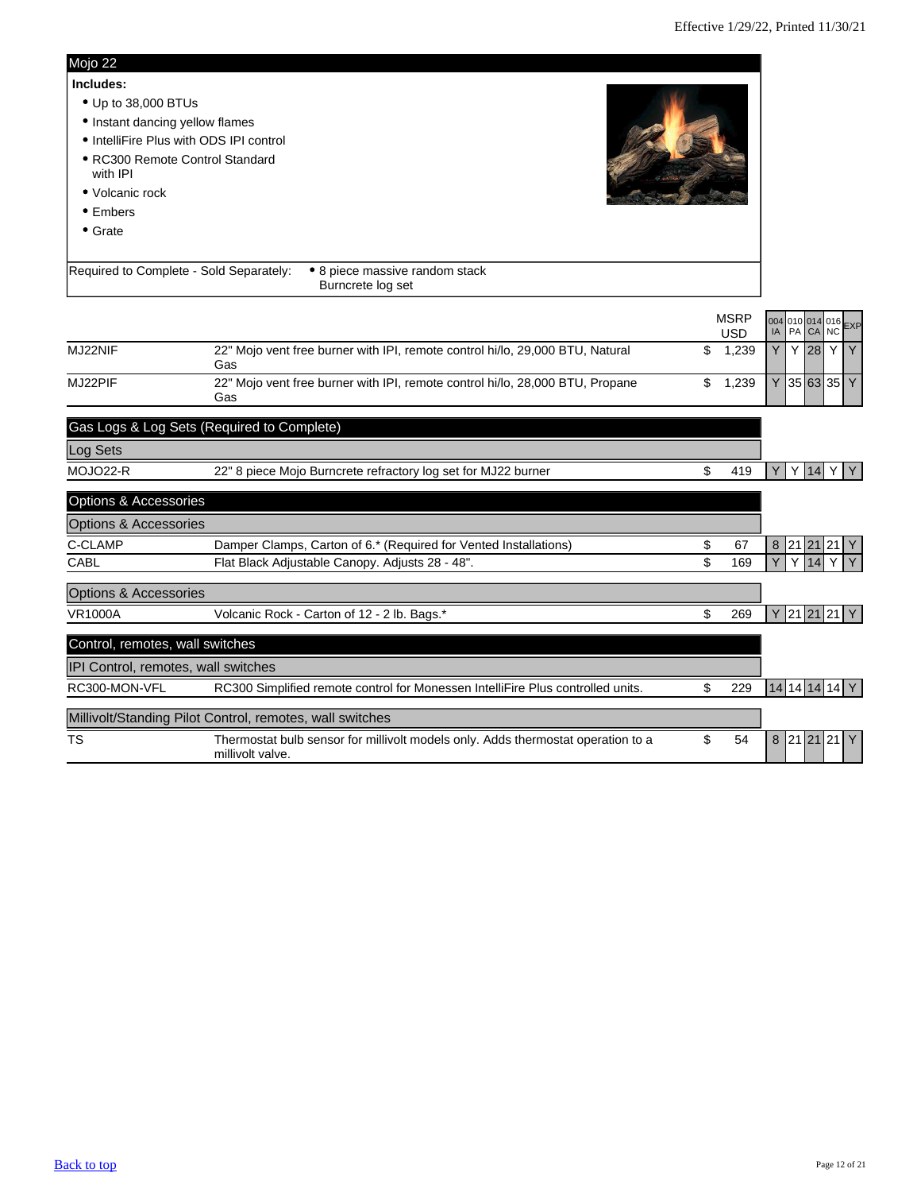Effective 1/29/22, Printed 11/30/21

## Mojo 22

**Includes:**

- Up to 38,000 BTUs
- Instant dancing yellow flames
- IntelliFire Plus with ODS IPI control
- RC300 Remote Control Standard with IPI
- Volcanic rock
- Embers
- Grate

Required to Complete - Sold Separately:
- 8 piece massive random stack Burncrete log set

| | | MSRP USD | 004 IA | 010 PA | 014 CA | 016 NC | EXP |
|---|---|---|---|---|---|---|---|
| MJ22NIF | 22" Mojo vent free burner with IPI, remote control hi/lo, 29,000 BTU, Natural Gas | $ 1,239 | Y | Y | 28 | Y | Y |
| MJ22PIF | 22" Mojo vent free burner with IPI, remote control hi/lo, 28,000 BTU, Propane Gas | $ 1,239 | Y | 35 | 63 | 35 | Y |

### Gas Logs & Log Sets (Required to Complete)

#### Log Sets

| | | MSRP USD | 004 IA | 010 PA | 014 CA | 016 NC | EXP |
|---|---|---|---|---|---|---|---|
| MOJO22-R | 22" 8 piece Mojo Burncrete refractory log set for MJ22 burner | $ 419 | Y | Y | 14 | Y | Y |

### Options & Accessories

#### Options & Accessories

| | | MSRP USD | 004 IA | 010 PA | 014 CA | 016 NC | EXP |
|---|---|---|---|---|---|---|---|
| C-CLAMP | Damper Clamps, Carton of 6.* (Required for Vented Installations) | $ 67 | 8 | 21 | 21 | 21 | Y |
| CABL | Flat Black Adjustable Canopy. Adjusts 28 - 48". | $ 169 | Y | Y | 14 | Y | Y |

#### Options & Accessories

| | | MSRP USD | 004 IA | 010 PA | 014 CA | 016 NC | EXP |
|---|---|---|---|---|---|---|---|
| VR1000A | Volcanic Rock - Carton of 12 - 2 lb. Bags.* | $ 269 | Y | 21 | 21 | 21 | Y |

### Control, remotes, wall switches

#### IPI Control, remotes, wall switches

| | | MSRP USD | 004 IA | 010 PA | 014 CA | 016 NC | EXP |
|---|---|---|---|---|---|---|---|
| RC300-MON-VFL | RC300 Simplified remote control for Monessen IntelliFire Plus controlled units. | $ 229 | 14 | 14 | 14 | 14 | Y |

#### Millivolt/Standing Pilot Control, remotes, wall switches

| | | MSRP USD | 004 IA | 010 PA | 014 CA | 016 NC | EXP |
|---|---|---|---|---|---|---|---|
| TS | Thermostat bulb sensor for millivolt models only. Adds thermostat operation to a millivolt valve. | $ 54 | 8 | 21 | 21 | 21 | Y |

Back to top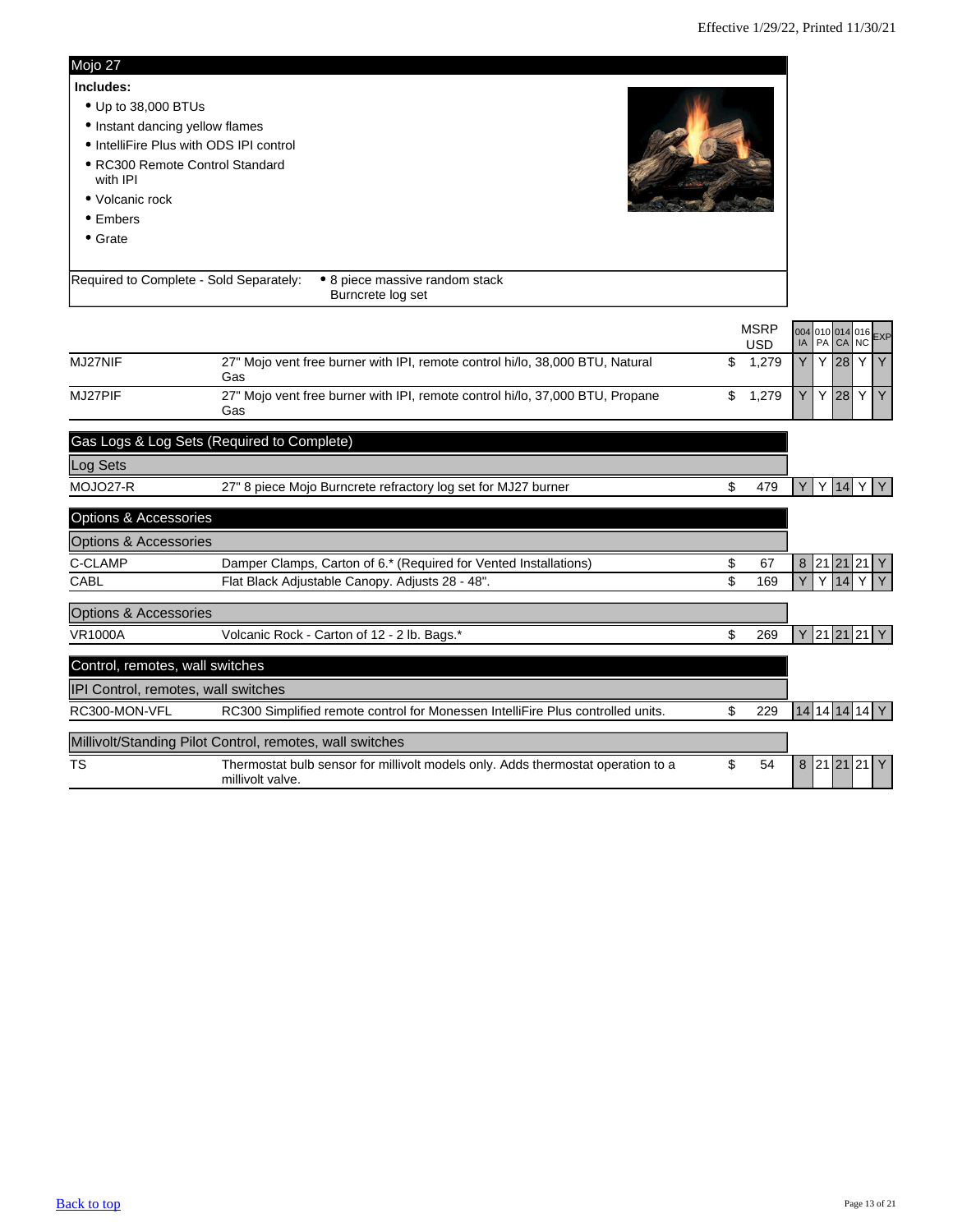## Mojo 27

**Includes:**

- Up to 38,000 BTUs
- Instant dancing yellow flames
- IntelliFire Plus with ODS IPI control
- RC300 Remote Control Standard with IPI
- Volcanic rock
- Embers
- Grate

Required to Complete - Sold Separately:
- 8 piece massive random stack Burncrete log set

| | | MSRP USD | 004 IA | 010 PA | 014 CA | 016 NC | EXP |
|---|---|---|---|---|---|---|---|
| MJ27NIF | 27" Mojo vent free burner with IPI, remote control hi/lo, 38,000 BTU, Natural Gas | $ 1,279 | Y | Y | 28 | Y | Y |
| MJ27PIF | 27" Mojo vent free burner with IPI, remote control hi/lo, 37,000 BTU, Propane Gas | $ 1,279 | Y | Y | 28 | Y | Y |
| **Gas Logs & Log Sets (Required to Complete)** | | | | | | | |
| **Log Sets** | | | | | | | |
| MOJO27-R | 27" 8 piece Mojo Burncrete refractory log set for MJ27 burner | $ 479 | Y | Y | 14 | Y | Y |
| **Options & Accessories** | | | | | | | |
| **Options & Accessories** | | | | | | | |
| C-CLAMP | Damper Clamps, Carton of 6.* (Required for Vented Installations) | $ 67 | 8 | 21 | 21 | 21 | Y |
| CABL | Flat Black Adjustable Canopy. Adjusts 28 - 48". | $ 169 | Y | Y | 14 | Y | Y |
| **Options & Accessories** | | | | | | | |
| VR1000A | Volcanic Rock - Carton of 12 - 2 lb. Bags.* | $ 269 | Y | 21 | 21 | 21 | Y |
| **Control, remotes, wall switches** | | | | | | | |
| **IPI Control, remotes, wall switches** | | | | | | | |
| RC300-MON-VFL | RC300 Simplified remote control for Monessen IntelliFire Plus controlled units. | $ 229 | 14 | 14 | 14 | 14 | Y |
| **Millivolt/Standing Pilot Control, remotes, wall switches** | | | | | | | |
| TS | Thermostat bulb sensor for millivolt models only. Adds thermostat operation to a millivolt valve. | $ 54 | 8 | 21 | 21 | 21 | Y |

Back to top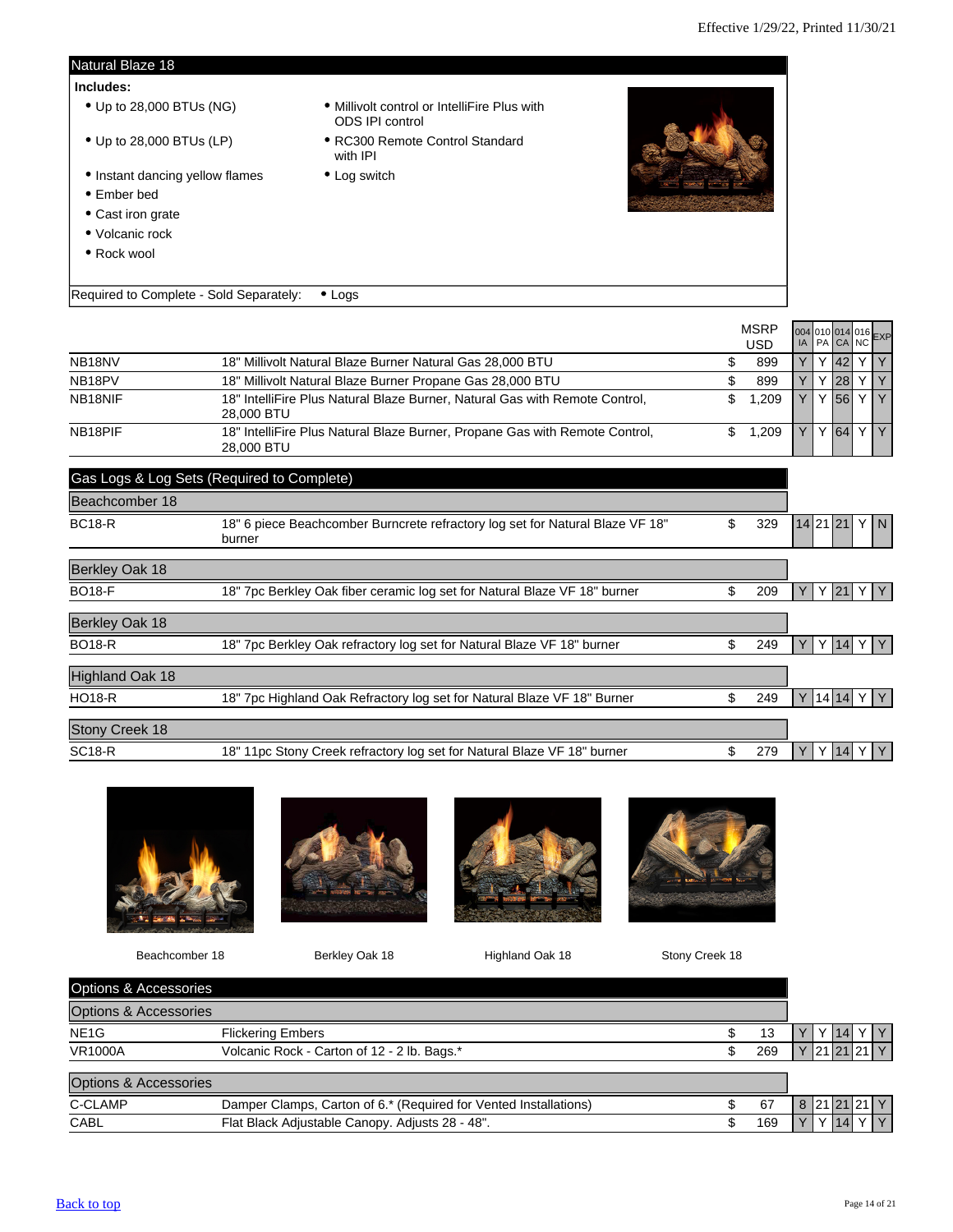Effective 1/29/22, Printed 11/30/21

## Natural Blaze 18

**Includes:**

- Up to 28,000 BTUs (NG)
- Up to 28,000 BTUs (LP)
- Instant dancing yellow flames
- Ember bed
- Cast iron grate
- Volcanic rock
- Rock wool
- Millivolt control or IntelliFire Plus with ODS IPI control
- RC300 Remote Control Standard with IPI
- Log switch

Required to Complete - Sold Separately: • Logs

| | | MSRP USD | 004 IA | 010 PA | 014 CA | 016 NC | EXP |
|---|---|---|---|---|---|---|---|
| NB18NV | 18" Millivolt Natural Blaze Burner Natural Gas 28,000 BTU | $ 899 | Y | Y | 42 | Y | Y |
| NB18PV | 18" Millivolt Natural Blaze Burner Propane Gas 28,000 BTU | $ 899 | Y | Y | 28 | Y | Y |
| NB18NIF | 18" IntelliFire Plus Natural Blaze Burner, Natural Gas with Remote Control, 28,000 BTU | $ 1,209 | Y | Y | 56 | Y | Y |
| NB18PIF | 18" IntelliFire Plus Natural Blaze Burner, Propane Gas with Remote Control, 28,000 BTU | $ 1,209 | Y | Y | 64 | Y | Y |

## Gas Logs & Log Sets (Required to Complete)

| | | MSRP USD | 004 IA | 010 PA | 014 CA | 016 NC | EXP |
|---|---|---|---|---|---|---|---|
| **Beachcomber 18** | | | | | | | |
| BC18-R | 18" 6 piece Beachcomber Burncrete refractory log set for Natural Blaze VF 18" burner | $ 329 | 14 | 21 | 21 | Y | N |
| **Berkley Oak 18** | | | | | | | |
| BO18-F | 18" 7pc Berkley Oak fiber ceramic log set for Natural Blaze VF 18" burner | $ 209 | Y | Y | 21 | Y | Y |
| **Berkley Oak 18** | | | | | | | |
| BO18-R | 18" 7pc Berkley Oak refractory log set for Natural Blaze VF 18" burner | $ 249 | Y | Y | 14 | Y | Y |
| **Highland Oak 18** | | | | | | | |
| HO18-R | 18" 7pc Highland Oak Refractory log set for Natural Blaze VF 18" Burner | $ 249 | Y | 14 | 14 | Y | Y |
| **Stony Creek 18** | | | | | | | |
| SC18-R | 18" 11pc Stony Creek refractory log set for Natural Blaze VF 18" burner | $ 279 | Y | Y | 14 | Y | Y |

Beachcomber 18 | Berkley Oak 18 | Highland Oak 18 | Stony Creek 18

## Options & Accessories

| | | MSRP USD | 004 IA | 010 PA | 014 CA | 016 NC | EXP |
|---|---|---|---|---|---|---|---|
| **Options & Accessories** | | | | | | | |
| NE1G | Flickering Embers | $ 13 | Y | Y | 14 | Y | Y |
| VR1000A | Volcanic Rock - Carton of 12 - 2 lb. Bags.* | $ 269 | Y | 21 | 21 | 21 | Y |
| **Options & Accessories** | | | | | | | |
| C-CLAMP | Damper Clamps, Carton of 6.* (Required for Vented Installations) | $ 67 | 8 | 21 | 21 | 21 | Y |
| CABL | Flat Black Adjustable Canopy. Adjusts 28 - 48". | $ 169 | Y | Y | 14 | Y | Y |

[Back to top](#)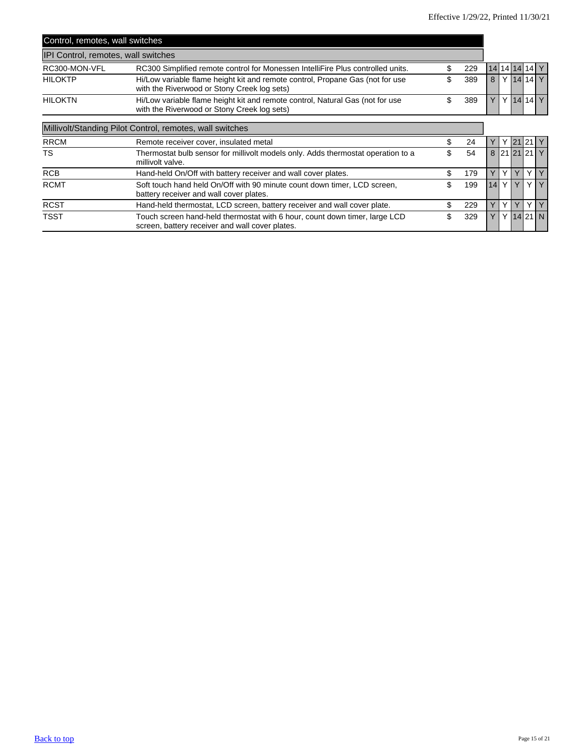"Effective 1/29/22, Printed 11/30/21" is a header; omit.

## Control, remotes, wall switches

### IPI Control, remotes, wall switches

| | | | | | | | | |
|---|---|---|---|---|---|---|---|---|
| RC300-MON-VFL | RC300 Simplified remote control for Monessen IntelliFire Plus controlled units. | $ 229 | 14 | 14 | 14 | 14 | Y |
| HILOKTP | Hi/Low variable flame height kit and remote control, Propane Gas (not for use with the Riverwood or Stony Creek log sets) | $ 389 | 8 | Y | 14 | 14 | Y |
| HILOKTN | Hi/Low variable flame height kit and remote control, Natural Gas (not for use with the Riverwood or Stony Creek log sets) | $ 389 | Y | Y | 14 | 14 | Y |

### Millivolt/Standing Pilot Control, remotes, wall switches

| | | | | | | | |
|---|---|---|---|---|---|---|---|
| RRCM | Remote receiver cover, insulated metal | $ 24 | Y | Y | 21 | 21 | Y |
| TS | Thermostat bulb sensor for millivolt models only. Adds thermostat operation to a millivolt valve. | $ 54 | 8 | 21 | 21 | 21 | Y |
| RCB | Hand-held On/Off with battery receiver and wall cover plates. | $ 179 | Y | Y | Y | Y | Y |
| RCMT | Soft touch hand held On/Off with 90 minute count down timer, LCD screen, battery receiver and wall cover plates. | $ 199 | 14 | Y | Y | Y | Y |
| RCST | Hand-held thermostat, LCD screen, battery receiver and wall cover plate. | $ 229 | Y | Y | Y | Y | Y |
| TSST | Touch screen hand-held thermostat with 6 hour, count down timer, large LCD screen, battery receiver and wall cover plates. | $ 329 | Y | Y | 14 | 21 | N |

[Back to top]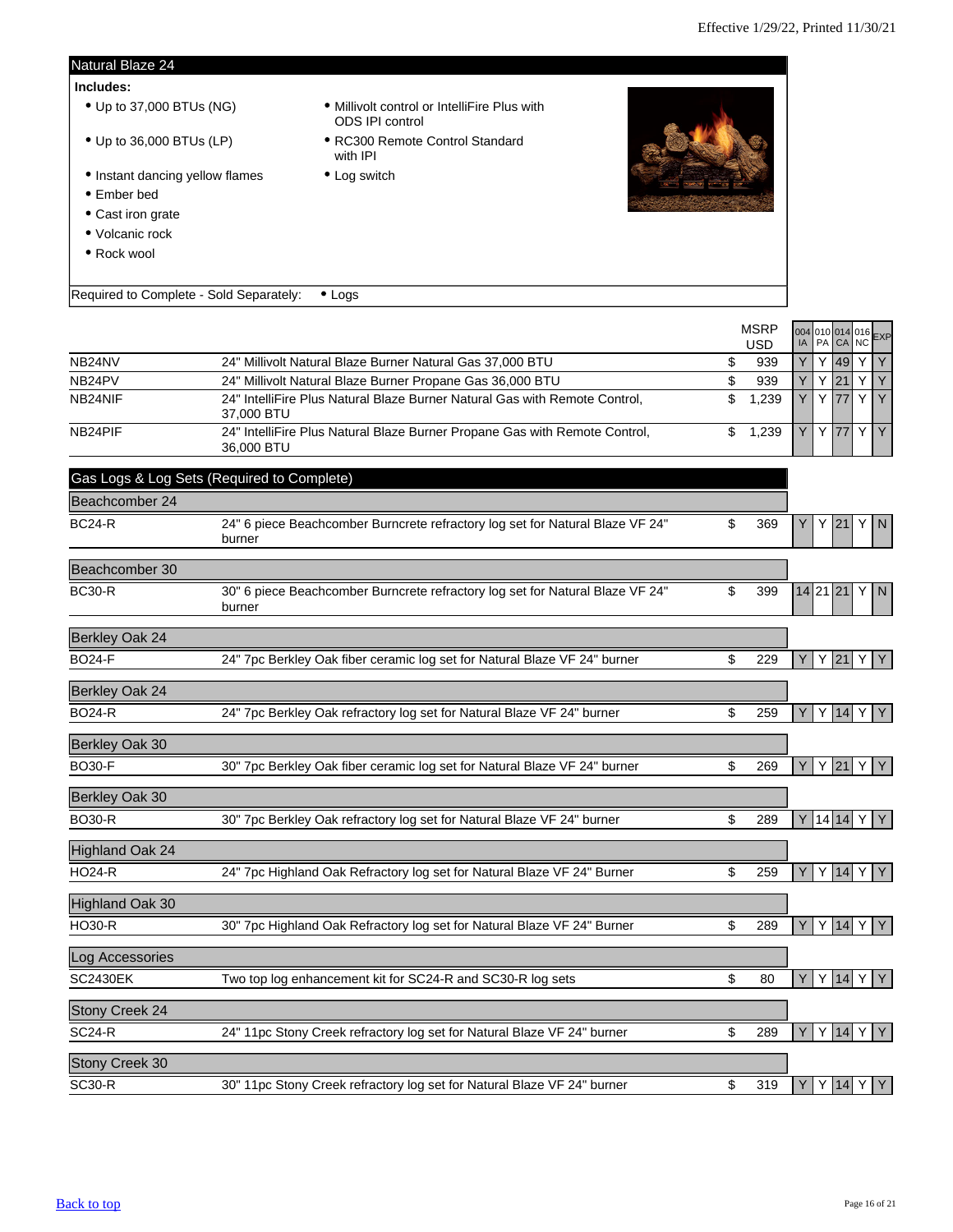Effective 1/29/22, Printed 11/30/21

## Natural Blaze 24

**Includes:**

- Up to 37,000 BTUs (NG)
- Up to 36,000 BTUs (LP)
- Instant dancing yellow flames
- Ember bed
- Cast iron grate
- Volcanic rock
- Rock wool
- Millivolt control or IntelliFire Plus with ODS IPI control
- RC300 Remote Control Standard with IPI
- Log switch

Required to Complete - Sold Separately: • Logs

| | | MSRP USD | 004 IA | 010 PA | 014 CA | 016 NC | EXP |
|---|---|---|---|---|---|---|---|
| NB24NV | 24" Millivolt Natural Blaze Burner Natural Gas 37,000 BTU | $ 939 | Y | Y | 49 | Y | Y |
| NB24PV | 24" Millivolt Natural Blaze Burner Propane Gas 36,000 BTU | $ 939 | Y | Y | 21 | Y | Y |
| NB24NIF | 24" IntelliFire Plus Natural Blaze Burner Natural Gas with Remote Control, 37,000 BTU | $ 1,239 | Y | Y | 77 | Y | Y |
| NB24PIF | 24" IntelliFire Plus Natural Blaze Burner Propane Gas with Remote Control, 36,000 BTU | $ 1,239 | Y | Y | 77 | Y | Y |

## Gas Logs & Log Sets (Required to Complete)

| | | MSRP USD | 004 IA | 010 PA | 014 CA | 016 NC | EXP |
|---|---|---|---|---|---|---|---|
| **Beachcomber 24** | | | | | | | |
| BC24-R | 24" 6 piece Beachcomber Burncrete refractory log set for Natural Blaze VF 24" burner | $ 369 | Y | Y | 21 | Y | N |
| **Beachcomber 30** | | | | | | | |
| BC30-R | 30" 6 piece Beachcomber Burncrete refractory log set for Natural Blaze VF 24" burner | $ 399 | 14 | 21 | 21 | Y | N |
| **Berkley Oak 24** | | | | | | | |
| BO24-F | 24" 7pc Berkley Oak fiber ceramic log set for Natural Blaze VF 24" burner | $ 229 | Y | Y | 21 | Y | Y |
| **Berkley Oak 24** | | | | | | | |
| BO24-R | 24" 7pc Berkley Oak refractory log set for Natural Blaze VF 24" burner | $ 259 | Y | Y | 14 | Y | Y |
| **Berkley Oak 30** | | | | | | | |
| BO30-F | 30" 7pc Berkley Oak fiber ceramic log set for Natural Blaze VF 24" burner | $ 269 | Y | Y | 21 | Y | Y |
| **Berkley Oak 30** | | | | | | | |
| BO30-R | 30" 7pc Berkley Oak refractory log set for Natural Blaze VF 24" burner | $ 289 | Y | 14 | 14 | Y | Y |
| **Highland Oak 24** | | | | | | | |
| HO24-R | 24" 7pc Highland Oak Refractory log set for Natural Blaze VF 24" Burner | $ 259 | Y | Y | 14 | Y | Y |
| **Highland Oak 30** | | | | | | | |
| HO30-R | 30" 7pc Highland Oak Refractory log set for Natural Blaze VF 24" Burner | $ 289 | Y | Y | 14 | Y | Y |
| **Log Accessories** | | | | | | | |
| SC2430EK | Two top log enhancement kit for SC24-R and SC30-R log sets | $ 80 | Y | Y | 14 | Y | Y |
| **Stony Creek 24** | | | | | | | |
| SC24-R | 24" 11pc Stony Creek refractory log set for Natural Blaze VF 24" burner | $ 289 | Y | Y | 14 | Y | Y |
| **Stony Creek 30** | | | | | | | |
| SC30-R | 30" 11pc Stony Creek refractory log set for Natural Blaze VF 24" burner | $ 319 | Y | Y | 14 | Y | Y |

Back to top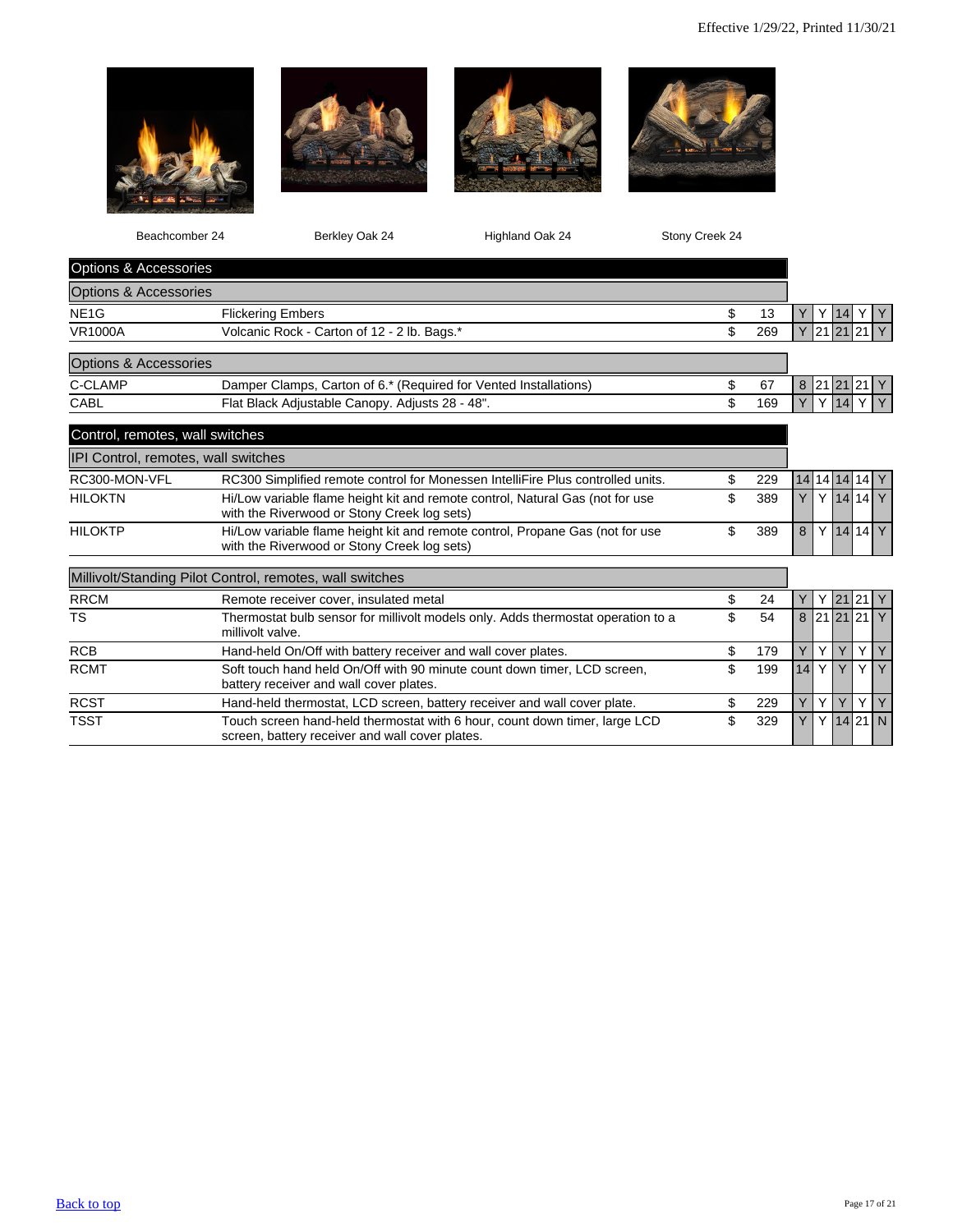Effective 1/29/22, Printed 11/30/21

| | | | | Beachcomber 24 | Berkley Oak 24 | Highland Oak 24 | Stony Creek 24 | |
|---|---|---|---|---|---|---|---|---|
| **Options & Accessories** | | | | | | | | |
| **Options & Accessories** | | | | | | | | |
| NE1G | Flickering Embers | $ | 13 | Y | Y | 14 | Y | Y |
| VR1000A | Volcanic Rock - Carton of 12 - 2 lb. Bags.* | $ | 269 | Y | 21 | 21 | 21 | Y |
| **Options & Accessories** | | | | | | | | |
| C-CLAMP | Damper Clamps, Carton of 6.* (Required for Vented Installations) | $ | 67 | 8 | 21 | 21 | 21 | Y |
| CABL | Flat Black Adjustable Canopy. Adjusts 28 - 48". | $ | 169 | Y | Y | 14 | Y | Y |
| **Control, remotes, wall switches** | | | | | | | | |
| **IPI Control, remotes, wall switches** | | | | | | | | |
| RC300-MON-VFL | RC300 Simplified remote control for Monessen IntelliFire Plus controlled units. | $ | 229 | 14 | 14 | 14 | 14 | Y |
| HILOKTN | Hi/Low variable flame height kit and remote control, Natural Gas (not for use with the Riverwood or Stony Creek log sets) | $ | 389 | Y | Y | 14 | 14 | Y |
| HILOKTP | Hi/Low variable flame height kit and remote control, Propane Gas (not for use with the Riverwood or Stony Creek log sets) | $ | 389 | 8 | Y | 14 | 14 | Y |
| **Millivolt/Standing Pilot Control, remotes, wall switches** | | | | | | | | |
| RRCM | Remote receiver cover, insulated metal | $ | 24 | Y | Y | 21 | 21 | Y |
| TS | Thermostat bulb sensor for millivolt models only. Adds thermostat operation to a millivolt valve. | $ | 54 | 8 | 21 | 21 | 21 | Y |
| RCB | Hand-held On/Off with battery receiver and wall cover plates. | $ | 179 | Y | Y | Y | Y | Y |
| RCMT | Soft touch hand held On/Off with 90 minute count down timer, LCD screen, battery receiver and wall cover plates. | $ | 199 | 14 | Y | Y | Y | Y |
| RCST | Hand-held thermostat, LCD screen, battery receiver and wall cover plate. | $ | 229 | Y | Y | Y | Y | Y |
| TSST | Touch screen hand-held thermostat with 6 hour, count down timer, large LCD screen, battery receiver and wall cover plates. | $ | 329 | Y | Y | 14 | 21 | N |

Back to top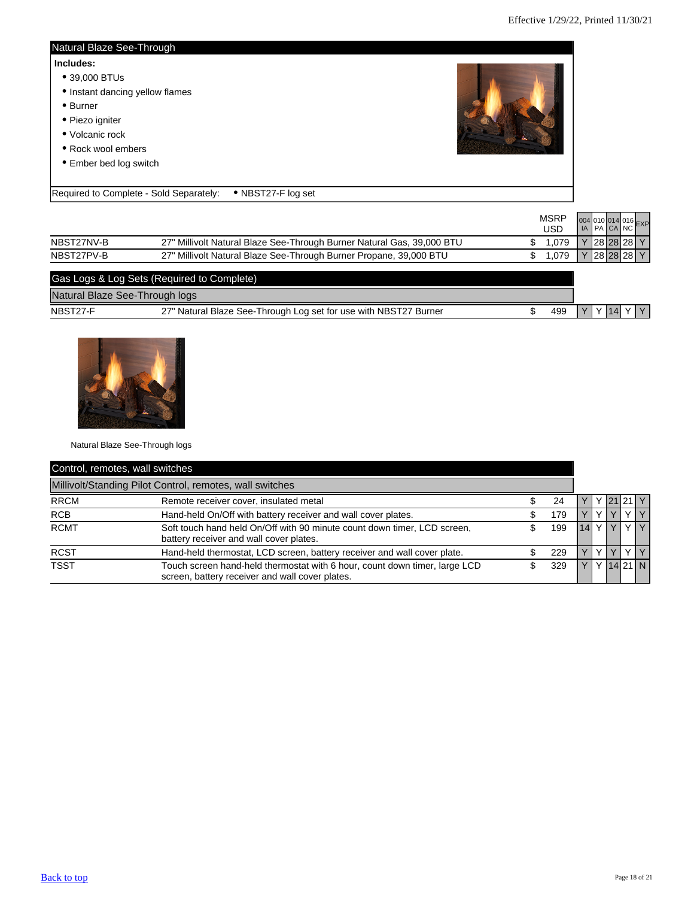## Natural Blaze See-Through

**Includes:**

- 39,000 BTUs
- Instant dancing yellow flames
- Burner
- Piezo igniter
- Volcanic rock
- Rock wool embers
- Ember bed log switch

Required to Complete - Sold Separately: • NBST27-F log set

| | | MSRP USD | 004 IA | 010 PA | 014 CA | 016 NC | EXP |
|---|---|---|---|---|---|---|---|
| NBST27NV-B | 27" Millivolt Natural Blaze See-Through Burner Natural Gas, 39,000 BTU | $ 1,079 | Y | 28 | 28 | 28 | Y |
| NBST27PV-B | 27" Millivolt Natural Blaze See-Through Burner Propane, 39,000 BTU | $ 1,079 | Y | 28 | 28 | 28 | Y |

## Gas Logs & Log Sets (Required to Complete)

### Natural Blaze See-Through logs

| | | MSRP USD | 004 IA | 010 PA | 014 CA | 016 NC | EXP |
|---|---|---|---|---|---|---|---|
| NBST27-F | 27" Natural Blaze See-Through Log set for use with NBST27 Burner | $ 499 | Y | Y | 14 | Y | Y |

Natural Blaze See-Through logs

## Control, remotes, wall switches

### Millivolt/Standing Pilot Control, remotes, wall switches

| | | MSRP USD | 004 IA | 010 PA | 014 CA | 016 NC | EXP |
|---|---|---|---|---|---|---|---|
| RRCM | Remote receiver cover, insulated metal | $ 24 | Y | Y | 21 | 21 | Y |
| RCB | Hand-held On/Off with battery receiver and wall cover plates. | $ 179 | Y | Y | Y | Y | Y |
| RCMT | Soft touch hand held On/Off with 90 minute count down timer, LCD screen, battery receiver and wall cover plates. | $ 199 | 14 | Y | Y | Y | Y |
| RCST | Hand-held thermostat, LCD screen, battery receiver and wall cover plate. | $ 229 | Y | Y | Y | Y | Y |
| TSST | Touch screen hand-held thermostat with 6 hour, count down timer, large LCD screen, battery receiver and wall cover plates. | $ 329 | Y | Y | 14 | 21 | N |

[Back to top]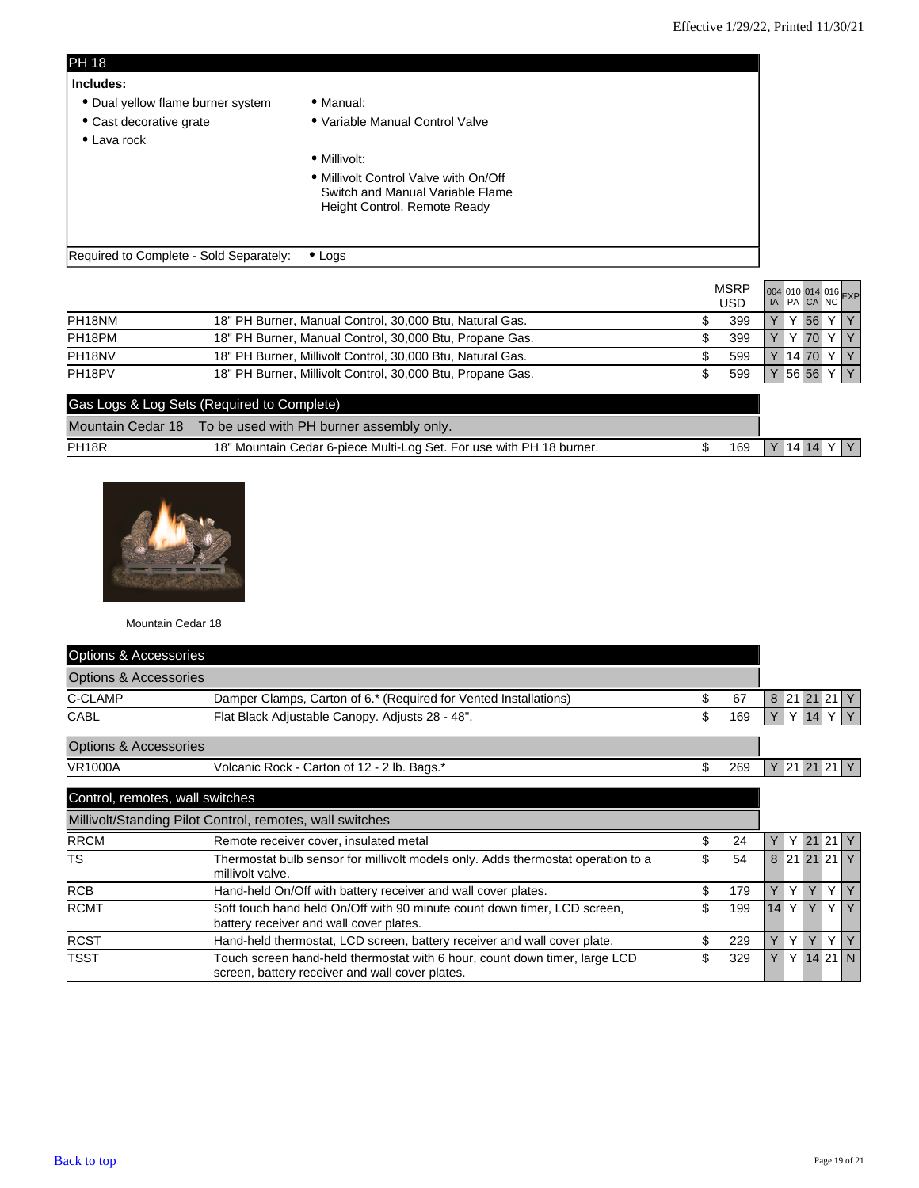## PH 18

**Includes:**

- Dual yellow flame burner system
- Cast decorative grate
- Lava rock

- Manual:
- Variable Manual Control Valve

- Millivolt:
- Millivolt Control Valve with On/Off Switch and Manual Variable Flame Height Control. Remote Ready

Required to Complete - Sold Separately: • Logs

| | | MSRP USD | 004 IA | 010 PA | 014 CA | 016 NC | EXP |
|---|---|---|---|---|---|---|---|
| PH18NM | 18" PH Burner, Manual Control, 30,000 Btu, Natural Gas. | $ 399 | Y | Y | 56 | Y | Y |
| PH18PM | 18" PH Burner, Manual Control, 30,000 Btu, Propane Gas. | $ 399 | Y | Y | 70 | Y | Y |
| PH18NV | 18" PH Burner, Millivolt Control, 30,000 Btu, Natural Gas. | $ 599 | Y | 14 | 70 | Y | Y |
| PH18PV | 18" PH Burner, Millivolt Control, 30,000 Btu, Propane Gas. | $ 599 | Y | 56 | 56 | Y | Y |

### Gas Logs & Log Sets (Required to Complete)

Mountain Cedar 18 — To be used with PH burner assembly only.

| | | MSRP USD | 004 IA | 010 PA | 014 CA | 016 NC | EXP |
|---|---|---|---|---|---|---|---|
| PH18R | 18" Mountain Cedar 6-piece Multi-Log Set. For use with PH 18 burner. | $ 169 | Y | 14 | 14 | Y | Y |

Mountain Cedar 18

### Options & Accessories

| | | MSRP USD | 004 IA | 010 PA | 014 CA | 016 NC | EXP |
|---|---|---|---|---|---|---|---|
| C-CLAMP | Damper Clamps, Carton of 6.* (Required for Vented Installations) | $ 67 | 8 | 21 | 21 | 21 | Y |
| CABL | Flat Black Adjustable Canopy. Adjusts 28 - 48". | $ 169 | Y | Y | 14 | Y | Y |
| VR1000A | Volcanic Rock - Carton of 12 - 2 lb. Bags.* | $ 269 | Y | 21 | 21 | 21 | Y |

### Control, remotes, wall switches

Millivolt/Standing Pilot Control, remotes, wall switches

| | | MSRP USD | 004 IA | 010 PA | 014 CA | 016 NC | EXP |
|---|---|---|---|---|---|---|---|
| RRCM | Remote receiver cover, insulated metal | $ 24 | Y | Y | 21 | 21 | Y |
| TS | Thermostat bulb sensor for millivolt models only. Adds thermostat operation to a millivolt valve. | $ 54 | 8 | 21 | 21 | 21 | Y |
| RCB | Hand-held On/Off with battery receiver and wall cover plates. | $ 179 | Y | Y | Y | Y | Y |
| RCMT | Soft touch hand held On/Off with 90 minute count down timer, LCD screen, battery receiver and wall cover plates. | $ 199 | 14 | Y | Y | Y | Y |
| RCST | Hand-held thermostat, LCD screen, battery receiver and wall cover plate. | $ 229 | Y | Y | Y | Y | Y |
| TSST | Touch screen hand-held thermostat with 6 hour, count down timer, large LCD screen, battery receiver and wall cover plates. | $ 329 | Y | Y | 14 | 21 | N |

Back to top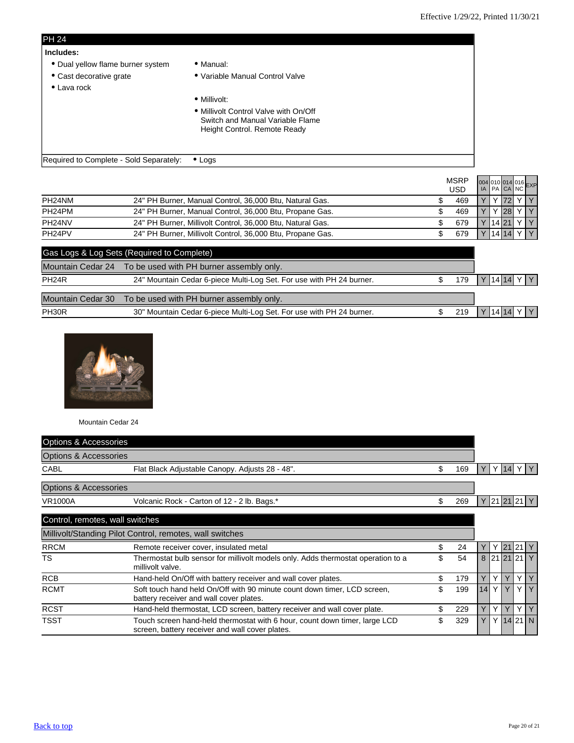Effective 1/29/22, Printed 11/30/21

## PH 24

**Includes:**

- Dual yellow flame burner system
- Cast decorative grate
- Lava rock

- Manual:
- Variable Manual Control Valve

- Millivolt:
- Millivolt Control Valve with On/Off Switch and Manual Variable Flame Height Control. Remote Ready

Required to Complete - Sold Separately: • Logs

| | | MSRP USD | 004 IA | 010 PA | 014 CA | 016 NC | EXP |
|---|---|---|---|---|---|---|---|
| PH24NM | 24" PH Burner, Manual Control, 36,000 Btu, Natural Gas. | $ 469 | Y | Y | 72 | Y | Y |
| PH24PM | 24" PH Burner, Manual Control, 36,000 Btu, Propane Gas. | $ 469 | Y | Y | 28 | Y | Y |
| PH24NV | 24" PH Burner, Millivolt Control, 36,000 Btu, Natural Gas. | $ 679 | Y | 14 | 21 | Y | Y |
| PH24PV | 24" PH Burner, Millivolt Control, 36,000 Btu, Propane Gas. | $ 679 | Y | 14 | 14 | Y | Y |
| **Gas Logs & Log Sets (Required to Complete)** | | | | | | | |
| Mountain Cedar 24 | To be used with PH burner assembly only. | | | | | | |
| PH24R | 24" Mountain Cedar 6-piece Multi-Log Set. For use with PH 24 burner. | $ 179 | Y | 14 | 14 | Y | Y |
| Mountain Cedar 30 | To be used with PH burner assembly only. | | | | | | |
| PH30R | 30" Mountain Cedar 6-piece Multi-Log Set. For use with PH 24 burner. | $ 219 | Y | 14 | 14 | Y | Y |

Mountain Cedar 24

| | | MSRP USD | 004 IA | 010 PA | 014 CA | 016 NC | EXP |
|---|---|---|---|---|---|---|---|
| **Options & Accessories** | | | | | | | |
| Options & Accessories | | | | | | | |
| CABL | Flat Black Adjustable Canopy. Adjusts 28 - 48". | $ 169 | Y | Y | 14 | Y | Y |
| Options & Accessories | | | | | | | |
| VR1000A | Volcanic Rock - Carton of 12 - 2 lb. Bags.* | $ 269 | Y | 21 | 21 | 21 | Y |
| **Control, remotes, wall switches** | | | | | | | |
| Millivolt/Standing Pilot Control, remotes, wall switches | | | | | | | |
| RRCM | Remote receiver cover, insulated metal | $ 24 | Y | Y | 21 | 21 | Y |
| TS | Thermostat bulb sensor for millivolt models only. Adds thermostat operation to a millivolt valve. | $ 54 | 8 | 21 | 21 | 21 | Y |
| RCB | Hand-held On/Off with battery receiver and wall cover plates. | $ 179 | Y | Y | Y | Y | Y |
| RCMT | Soft touch hand held On/Off with 90 minute count down timer, LCD screen, battery receiver and wall cover plates. | $ 199 | 14 | Y | Y | Y | Y |
| RCST | Hand-held thermostat, LCD screen, battery receiver and wall cover plate. | $ 229 | Y | Y | Y | Y | Y |
| TSST | Touch screen hand-held thermostat with 6 hour, count down timer, large LCD screen, battery receiver and wall cover plates. | $ 329 | Y | Y | 14 | 21 | N |

Back to top